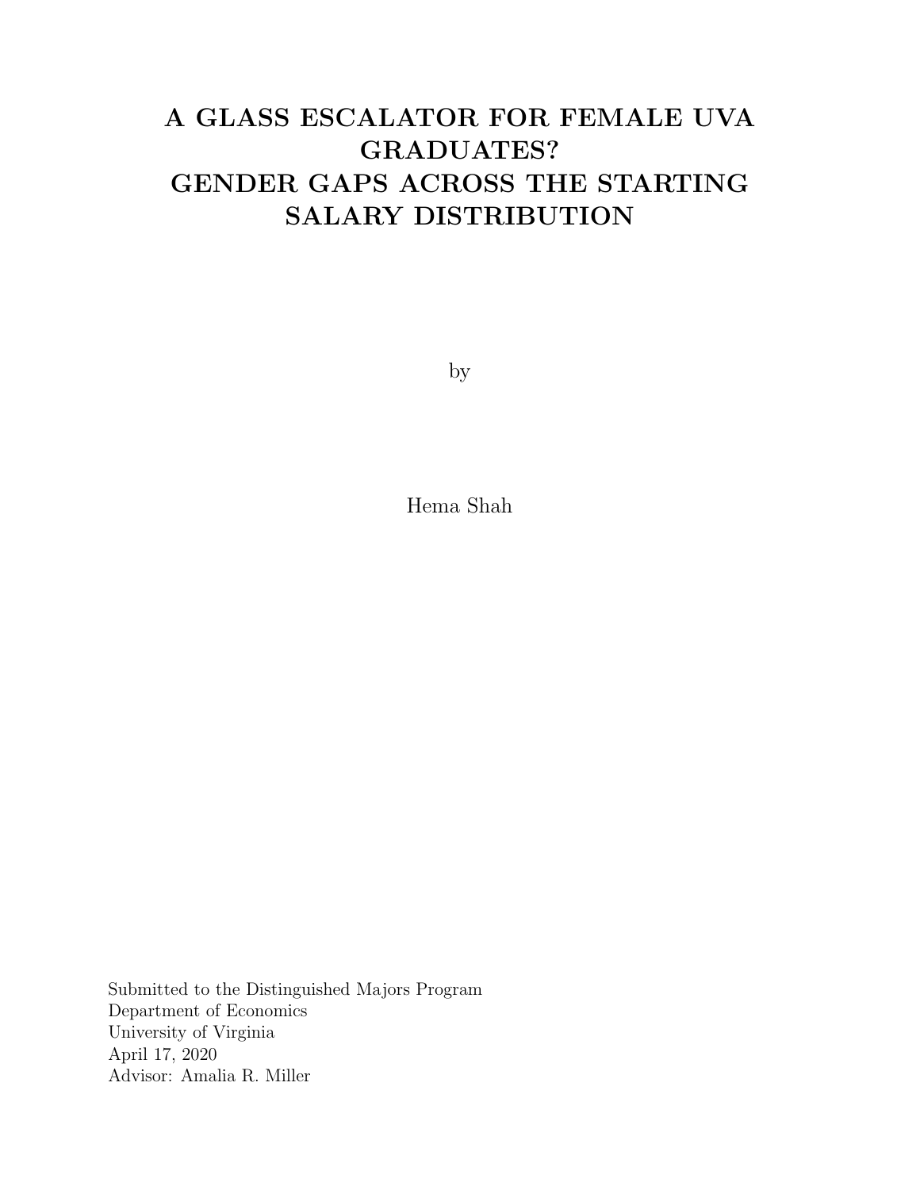# A GLASS ESCALATOR FOR FEMALE UVA GRADUATES? GENDER GAPS ACROSS THE STARTING SALARY DISTRIBUTION

by

Hema Shah

Submitted to the Distinguished Majors Program
Department of Economics
University of Virginia
April 17, 2020
Advisor: Amalia R. Miller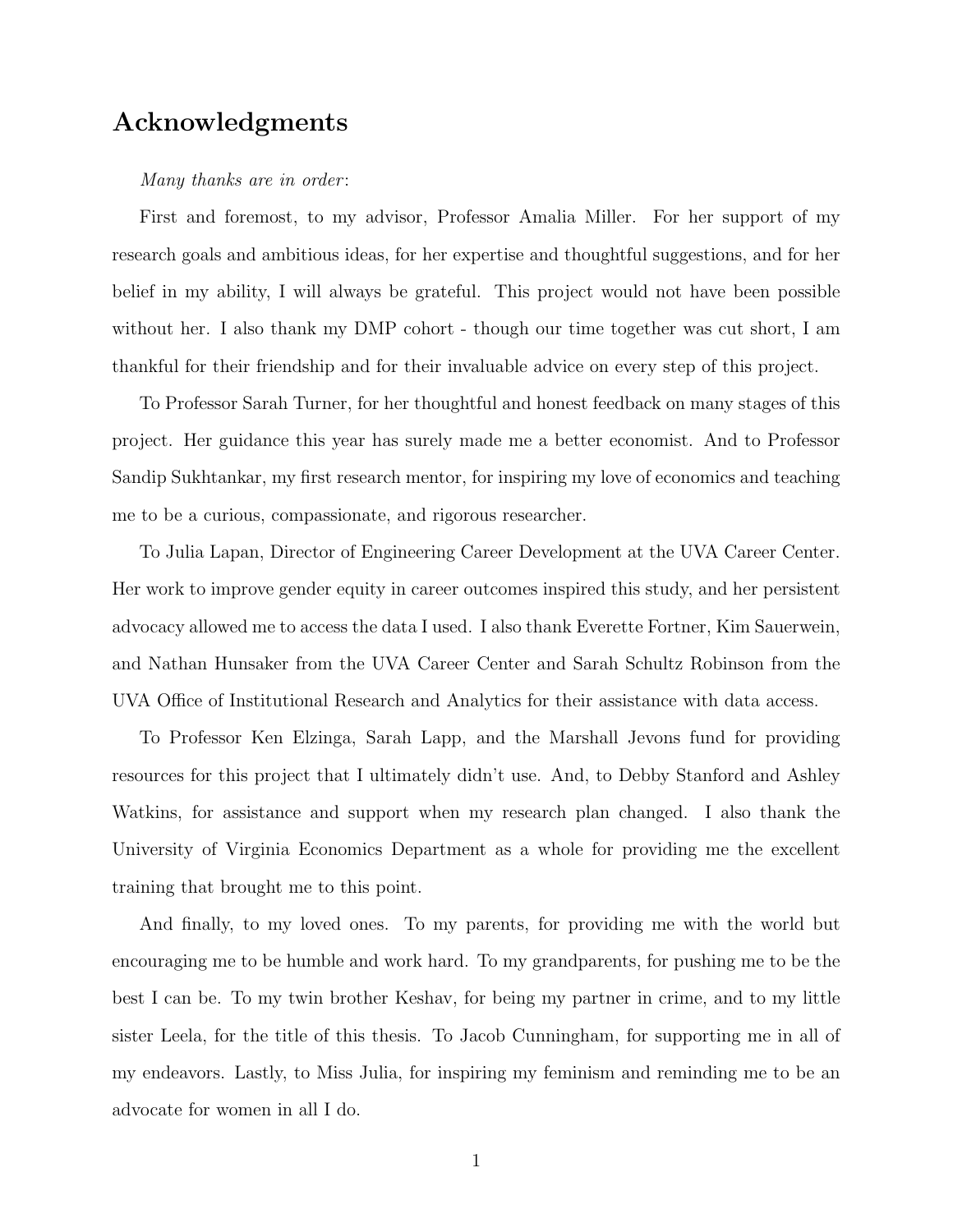## Acknowledgments

*Many thanks are in order*:

First and foremost, to my advisor, Professor Amalia Miller. For her support of my research goals and ambitious ideas, for her expertise and thoughtful suggestions, and for her belief in my ability, I will always be grateful. This project would not have been possible without her. I also thank my DMP cohort - though our time together was cut short, I am thankful for their friendship and for their invaluable advice on every step of this project.

To Professor Sarah Turner, for her thoughtful and honest feedback on many stages of this project. Her guidance this year has surely made me a better economist. And to Professor Sandip Sukhtankar, my first research mentor, for inspiring my love of economics and teaching me to be a curious, compassionate, and rigorous researcher.

To Julia Lapan, Director of Engineering Career Development at the UVA Career Center. Her work to improve gender equity in career outcomes inspired this study, and her persistent advocacy allowed me to access the data I used. I also thank Everette Fortner, Kim Sauerwein, and Nathan Hunsaker from the UVA Career Center and Sarah Schultz Robinson from the UVA Office of Institutional Research and Analytics for their assistance with data access.

To Professor Ken Elzinga, Sarah Lapp, and the Marshall Jevons fund for providing resources for this project that I ultimately didn't use. And, to Debby Stanford and Ashley Watkins, for assistance and support when my research plan changed. I also thank the University of Virginia Economics Department as a whole for providing me the excellent training that brought me to this point.

And finally, to my loved ones. To my parents, for providing me with the world but encouraging me to be humble and work hard. To my grandparents, for pushing me to be the best I can be. To my twin brother Keshav, for being my partner in crime, and to my little sister Leela, for the title of this thesis. To Jacob Cunningham, for supporting me in all of my endeavors. Lastly, to Miss Julia, for inspiring my feminism and reminding me to be an advocate for women in all I do.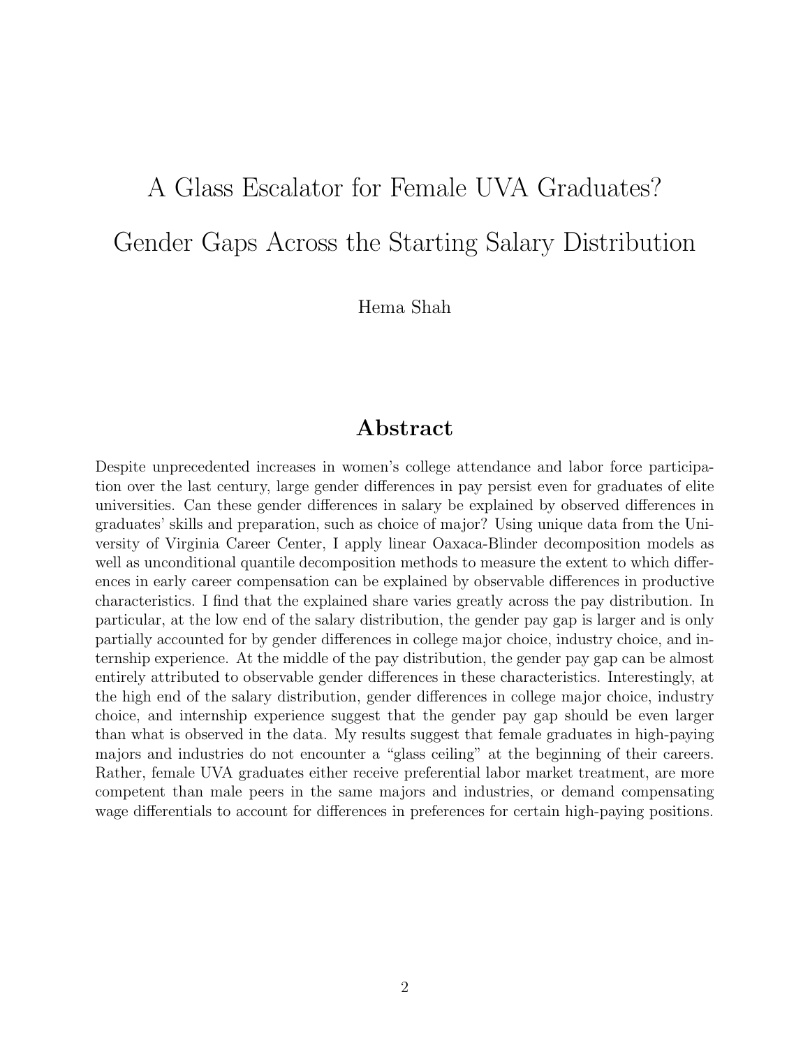# A Glass Escalator for Female UVA Graduates? Gender Gaps Across the Starting Salary Distribution

Hema Shah

## Abstract

Despite unprecedented increases in women's college attendance and labor force participation over the last century, large gender differences in pay persist even for graduates of elite universities. Can these gender differences in salary be explained by observed differences in graduates' skills and preparation, such as choice of major? Using unique data from the University of Virginia Career Center, I apply linear Oaxaca-Blinder decomposition models as well as unconditional quantile decomposition methods to measure the extent to which differences in early career compensation can be explained by observable differences in productive characteristics. I find that the explained share varies greatly across the pay distribution. In particular, at the low end of the salary distribution, the gender pay gap is larger and is only partially accounted for by gender differences in college major choice, industry choice, and internship experience. At the middle of the pay distribution, the gender pay gap can be almost entirely attributed to observable gender differences in these characteristics. Interestingly, at the high end of the salary distribution, gender differences in college major choice, industry choice, and internship experience suggest that the gender pay gap should be even larger than what is observed in the data. My results suggest that female graduates in high-paying majors and industries do not encounter a "glass ceiling" at the beginning of their careers. Rather, female UVA graduates either receive preferential labor market treatment, are more competent than male peers in the same majors and industries, or demand compensating wage differentials to account for differences in preferences for certain high-paying positions.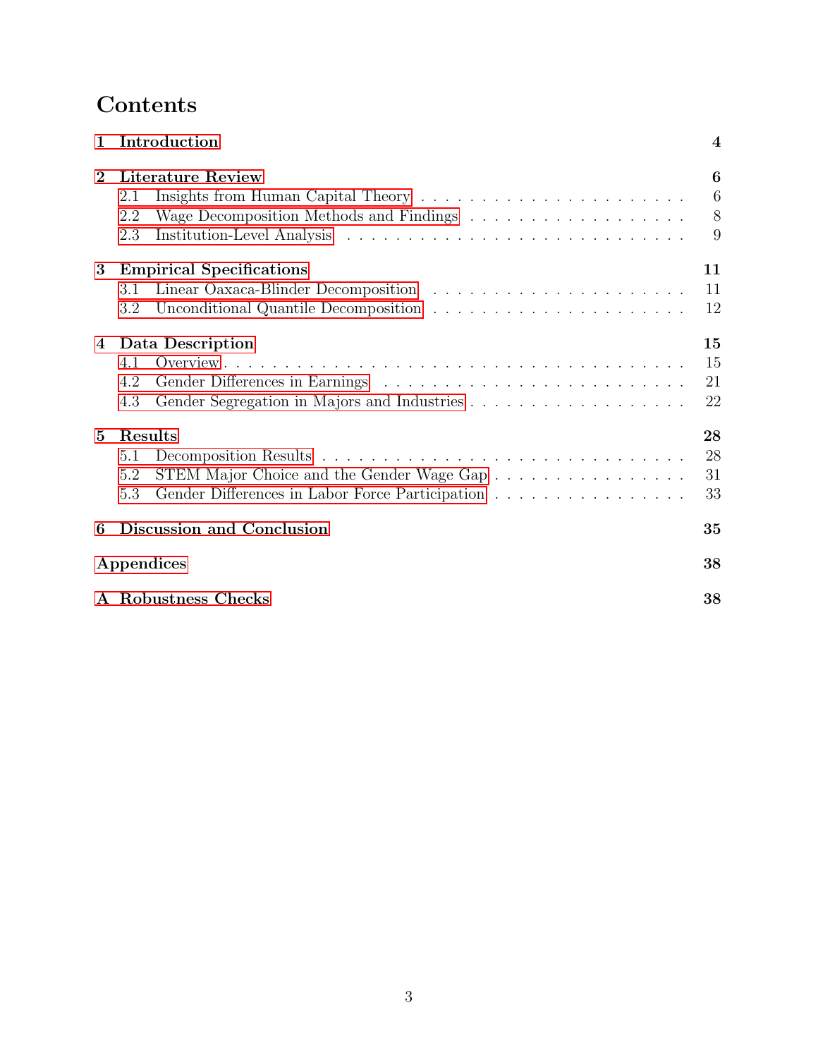# Contents

| | |
|---|---|
| **1 Introduction** | **4** |
| **2 Literature Review** | **6** |
| 2.1 Insights from Human Capital Theory | 6 |
| 2.2 Wage Decomposition Methods and Findings | 8 |
| 2.3 Institution-Level Analysis | 9 |
| **3 Empirical Specifications** | **11** |
| 3.1 Linear Oaxaca-Blinder Decomposition | 11 |
| 3.2 Unconditional Quantile Decomposition | 12 |
| **4 Data Description** | **15** |
| 4.1 Overview | 15 |
| 4.2 Gender Differences in Earnings | 21 |
| 4.3 Gender Segregation in Majors and Industries | 22 |
| **5 Results** | **28** |
| 5.1 Decomposition Results | 28 |
| 5.2 STEM Major Choice and the Gender Wage Gap | 31 |
| 5.3 Gender Differences in Labor Force Participation | 33 |
| **6 Discussion and Conclusion** | **35** |
| **Appendices** | **38** |
| **A Robustness Checks** | **38** |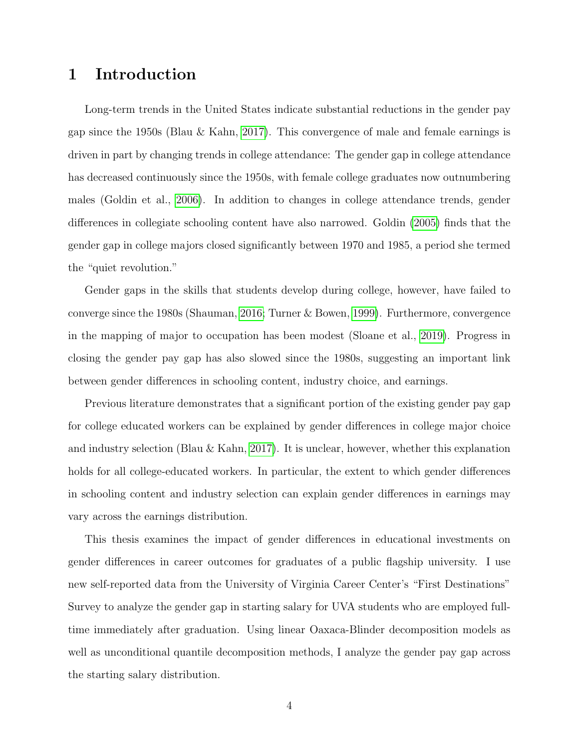# 1 Introduction

Long-term trends in the United States indicate substantial reductions in the gender pay gap since the 1950s (Blau & Kahn, 2017). This convergence of male and female earnings is driven in part by changing trends in college attendance: The gender gap in college attendance has decreased continuously since the 1950s, with female college graduates now outnumbering males (Goldin et al., 2006). In addition to changes in college attendance trends, gender differences in collegiate schooling content have also narrowed. Goldin (2005) finds that the gender gap in college majors closed significantly between 1970 and 1985, a period she termed the "quiet revolution."

Gender gaps in the skills that students develop during college, however, have failed to converge since the 1980s (Shauman, 2016; Turner & Bowen, 1999). Furthermore, convergence in the mapping of major to occupation has been modest (Sloane et al., 2019). Progress in closing the gender pay gap has also slowed since the 1980s, suggesting an important link between gender differences in schooling content, industry choice, and earnings.

Previous literature demonstrates that a significant portion of the existing gender pay gap for college educated workers can be explained by gender differences in college major choice and industry selection (Blau & Kahn, 2017). It is unclear, however, whether this explanation holds for all college-educated workers. In particular, the extent to which gender differences in schooling content and industry selection can explain gender differences in earnings may vary across the earnings distribution.

This thesis examines the impact of gender differences in educational investments on gender differences in career outcomes for graduates of a public flagship university. I use new self-reported data from the University of Virginia Career Center's "First Destinations" Survey to analyze the gender gap in starting salary for UVA students who are employed full-time immediately after graduation. Using linear Oaxaca-Blinder decomposition models as well as unconditional quantile decomposition methods, I analyze the gender pay gap across the starting salary distribution.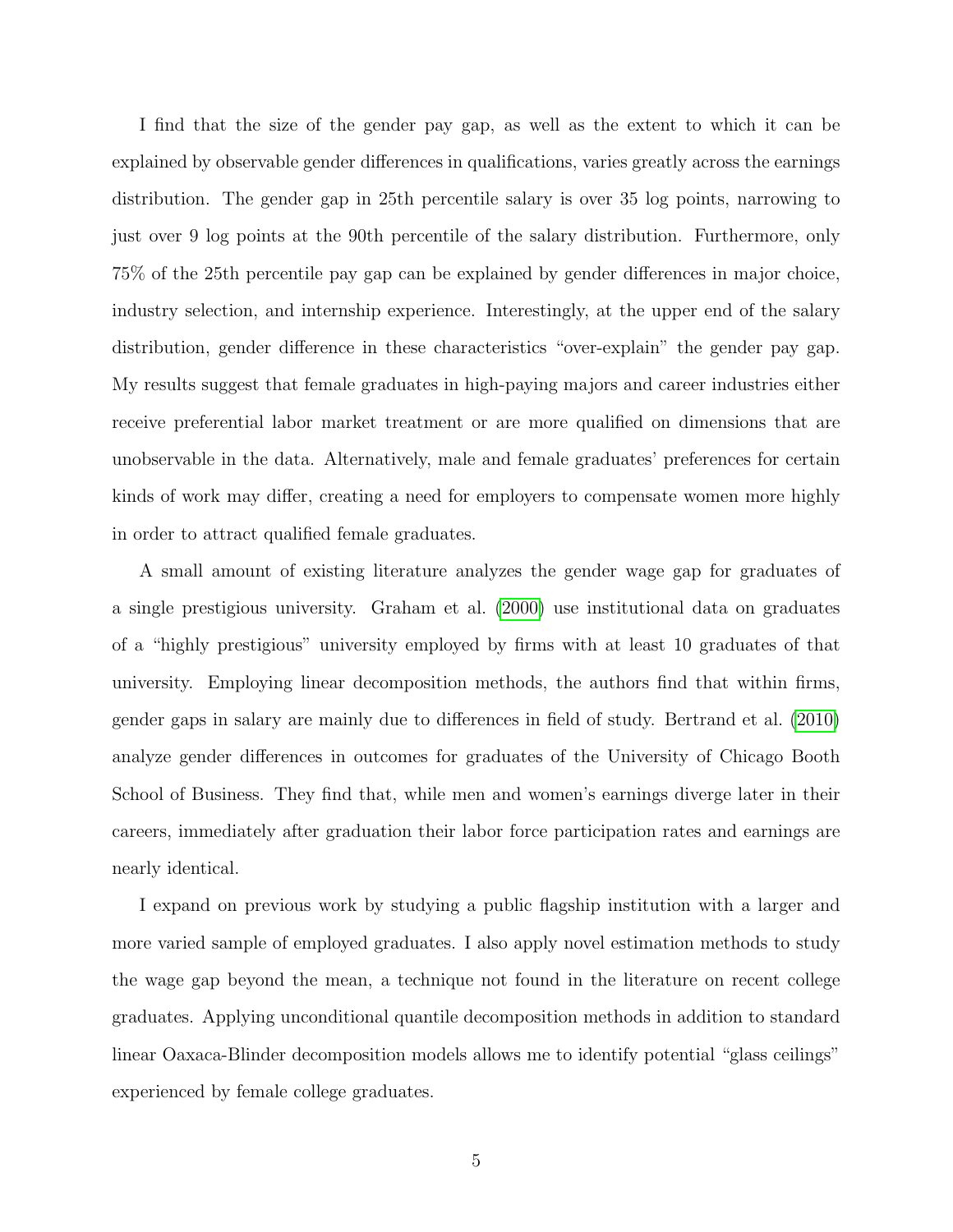I find that the size of the gender pay gap, as well as the extent to which it can be explained by observable gender differences in qualifications, varies greatly across the earnings distribution. The gender gap in 25th percentile salary is over 35 log points, narrowing to just over 9 log points at the 90th percentile of the salary distribution. Furthermore, only 75% of the 25th percentile pay gap can be explained by gender differences in major choice, industry selection, and internship experience. Interestingly, at the upper end of the salary distribution, gender difference in these characteristics "over-explain" the gender pay gap. My results suggest that female graduates in high-paying majors and career industries either receive preferential labor market treatment or are more qualified on dimensions that are unobservable in the data. Alternatively, male and female graduates' preferences for certain kinds of work may differ, creating a need for employers to compensate women more highly in order to attract qualified female graduates.

A small amount of existing literature analyzes the gender wage gap for graduates of a single prestigious university. Graham et al. (2000) use institutional data on graduates of a "highly prestigious" university employed by firms with at least 10 graduates of that university. Employing linear decomposition methods, the authors find that within firms, gender gaps in salary are mainly due to differences in field of study. Bertrand et al. (2010) analyze gender differences in outcomes for graduates of the University of Chicago Booth School of Business. They find that, while men and women's earnings diverge later in their careers, immediately after graduation their labor force participation rates and earnings are nearly identical.

I expand on previous work by studying a public flagship institution with a larger and more varied sample of employed graduates. I also apply novel estimation methods to study the wage gap beyond the mean, a technique not found in the literature on recent college graduates. Applying unconditional quantile decomposition methods in addition to standard linear Oaxaca-Blinder decomposition models allows me to identify potential "glass ceilings" experienced by female college graduates.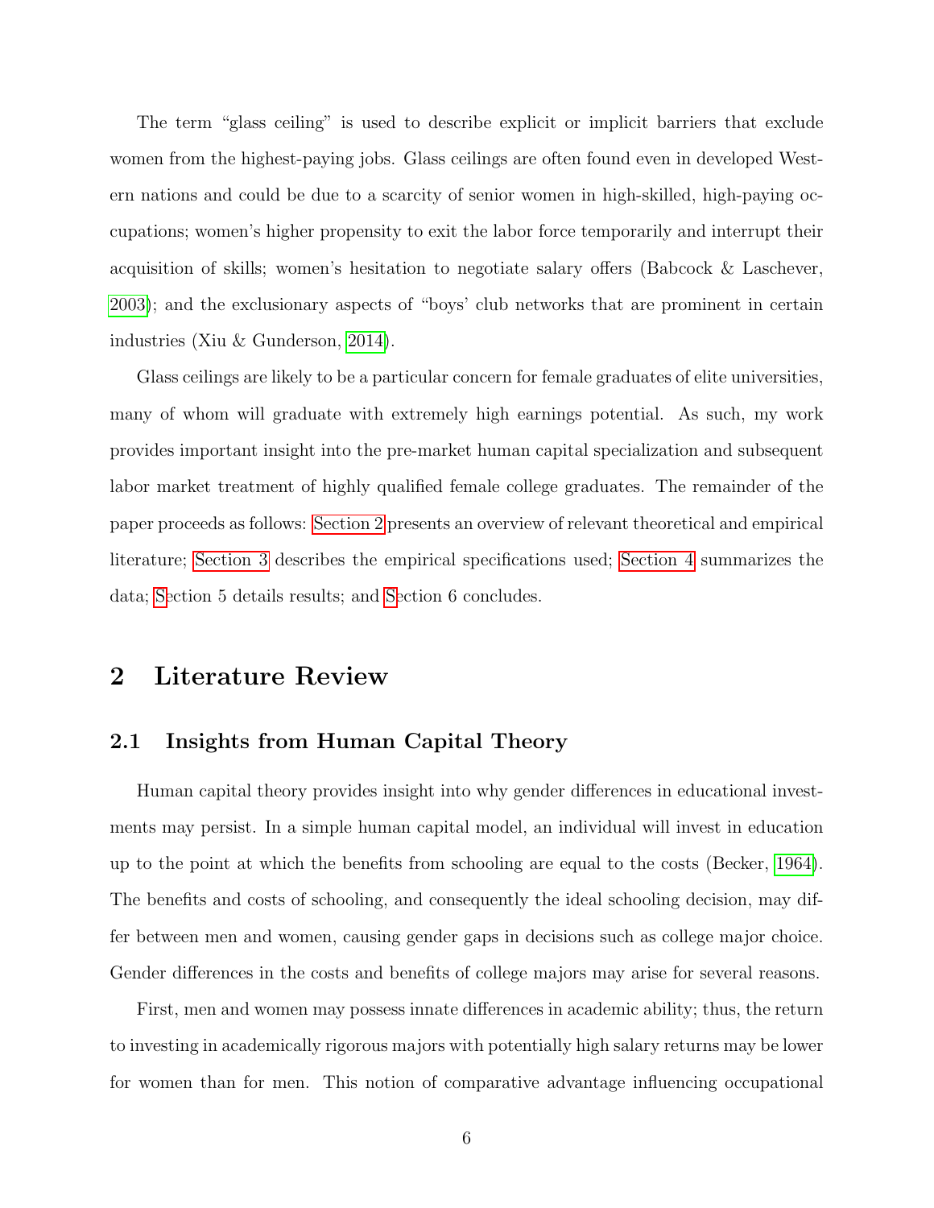The term "glass ceiling" is used to describe explicit or implicit barriers that exclude women from the highest-paying jobs. Glass ceilings are often found even in developed Western nations and could be due to a scarcity of senior women in high-skilled, high-paying occupations; women's higher propensity to exit the labor force temporarily and interrupt their acquisition of skills; women's hesitation to negotiate salary offers (Babcock & Laschever, 2003); and the exclusionary aspects of "boys' club networks that are prominent in certain industries (Xiu & Gunderson, 2014).

Glass ceilings are likely to be a particular concern for female graduates of elite universities, many of whom will graduate with extremely high earnings potential. As such, my work provides important insight into the pre-market human capital specialization and subsequent labor market treatment of highly qualified female college graduates. The remainder of the paper proceeds as follows: Section 2 presents an overview of relevant theoretical and empirical literature; Section 3 describes the empirical specifications used; Section 4 summarizes the data; Section 5 details results; and Section 6 concludes.

# 2 Literature Review

## 2.1 Insights from Human Capital Theory

Human capital theory provides insight into why gender differences in educational investments may persist. In a simple human capital model, an individual will invest in education up to the point at which the benefits from schooling are equal to the costs (Becker, 1964). The benefits and costs of schooling, and consequently the ideal schooling decision, may differ between men and women, causing gender gaps in decisions such as college major choice. Gender differences in the costs and benefits of college majors may arise for several reasons.

First, men and women may possess innate differences in academic ability; thus, the return to investing in academically rigorous majors with potentially high salary returns may be lower for women than for men. This notion of comparative advantage influencing occupational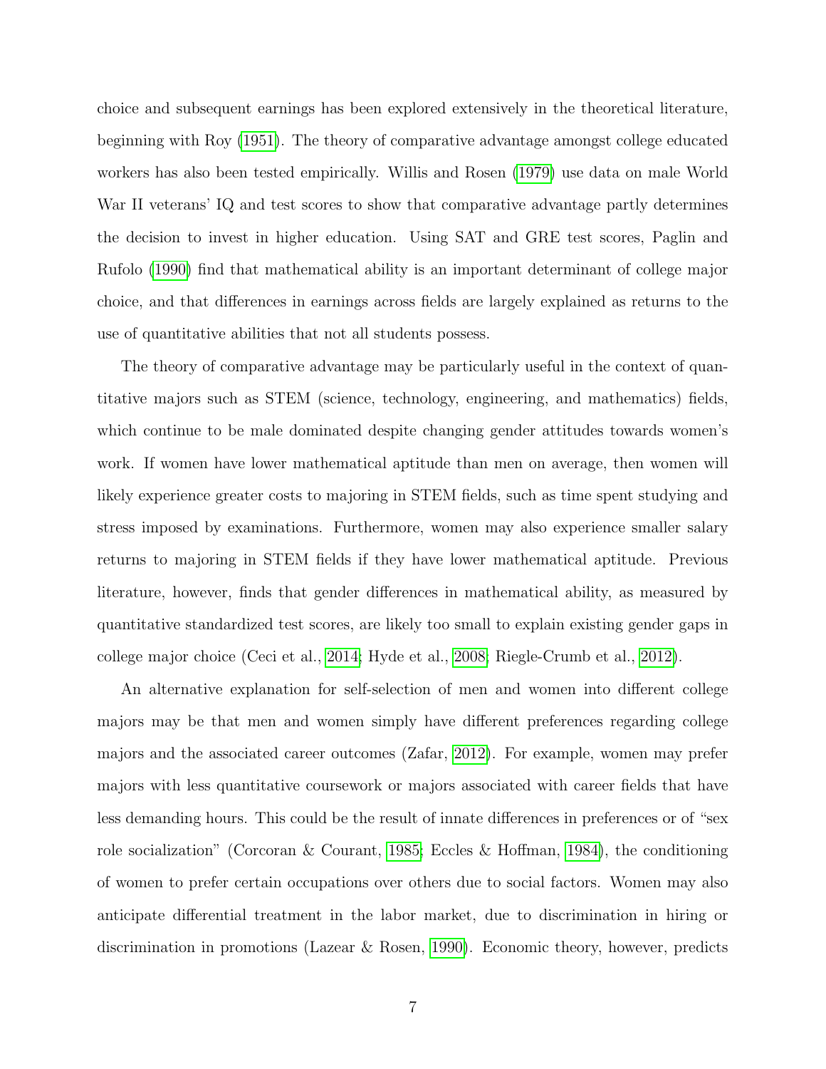choice and subsequent earnings has been explored extensively in the theoretical literature, beginning with Roy (1951). The theory of comparative advantage amongst college educated workers has also been tested empirically. Willis and Rosen (1979) use data on male World War II veterans' IQ and test scores to show that comparative advantage partly determines the decision to invest in higher education. Using SAT and GRE test scores, Paglin and Rufolo (1990) find that mathematical ability is an important determinant of college major choice, and that differences in earnings across fields are largely explained as returns to the use of quantitative abilities that not all students possess.

The theory of comparative advantage may be particularly useful in the context of quantitative majors such as STEM (science, technology, engineering, and mathematics) fields, which continue to be male dominated despite changing gender attitudes towards women's work. If women have lower mathematical aptitude than men on average, then women will likely experience greater costs to majoring in STEM fields, such as time spent studying and stress imposed by examinations. Furthermore, women may also experience smaller salary returns to majoring in STEM fields if they have lower mathematical aptitude. Previous literature, however, finds that gender differences in mathematical ability, as measured by quantitative standardized test scores, are likely too small to explain existing gender gaps in college major choice (Ceci et al., 2014; Hyde et al., 2008; Riegle-Crumb et al., 2012).

An alternative explanation for self-selection of men and women into different college majors may be that men and women simply have different preferences regarding college majors and the associated career outcomes (Zafar, 2012). For example, women may prefer majors with less quantitative coursework or majors associated with career fields that have less demanding hours. This could be the result of innate differences in preferences or of "sex role socialization" (Corcoran & Courant, 1985; Eccles & Hoffman, 1984), the conditioning of women to prefer certain occupations over others due to social factors. Women may also anticipate differential treatment in the labor market, due to discrimination in hiring or discrimination in promotions (Lazear & Rosen, 1990). Economic theory, however, predicts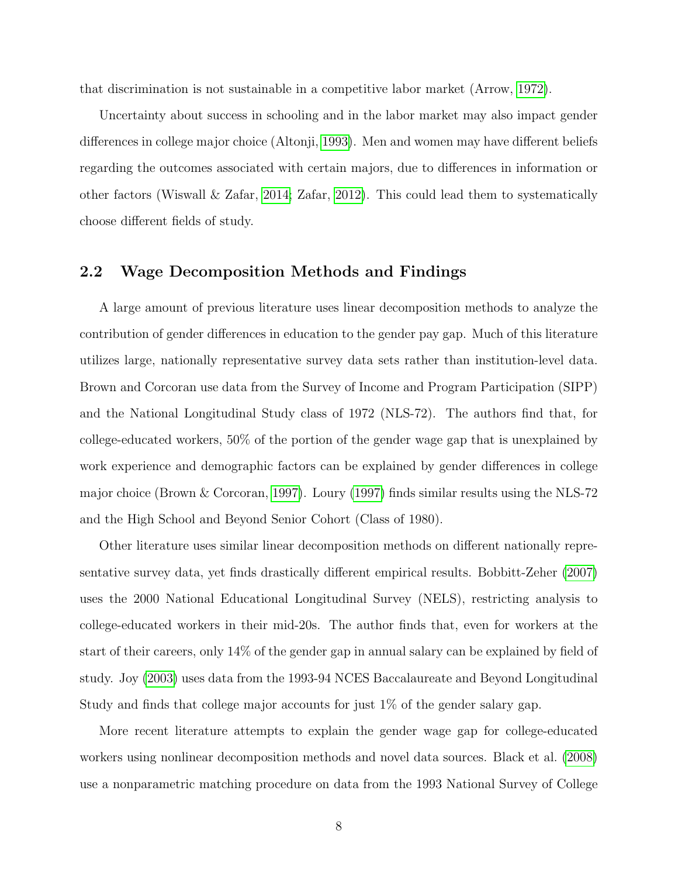that discrimination is not sustainable in a competitive labor market (Arrow, 1972).

Uncertainty about success in schooling and in the labor market may also impact gender differences in college major choice (Altonji, 1993). Men and women may have different beliefs regarding the outcomes associated with certain majors, due to differences in information or other factors (Wiswall & Zafar, 2014; Zafar, 2012). This could lead them to systematically choose different fields of study.

## 2.2 Wage Decomposition Methods and Findings

A large amount of previous literature uses linear decomposition methods to analyze the contribution of gender differences in education to the gender pay gap. Much of this literature utilizes large, nationally representative survey data sets rather than institution-level data. Brown and Corcoran use data from the Survey of Income and Program Participation (SIPP) and the National Longitudinal Study class of 1972 (NLS-72). The authors find that, for college-educated workers, 50% of the portion of the gender wage gap that is unexplained by work experience and demographic factors can be explained by gender differences in college major choice (Brown & Corcoran, 1997). Loury (1997) finds similar results using the NLS-72 and the High School and Beyond Senior Cohort (Class of 1980).

Other literature uses similar linear decomposition methods on different nationally representative survey data, yet finds drastically different empirical results. Bobbitt-Zeher (2007) uses the 2000 National Educational Longitudinal Survey (NELS), restricting analysis to college-educated workers in their mid-20s. The author finds that, even for workers at the start of their careers, only 14% of the gender gap in annual salary can be explained by field of study. Joy (2003) uses data from the 1993-94 NCES Baccalaureate and Beyond Longitudinal Study and finds that college major accounts for just 1% of the gender salary gap.

More recent literature attempts to explain the gender wage gap for college-educated workers using nonlinear decomposition methods and novel data sources. Black et al. (2008) use a nonparametric matching procedure on data from the 1993 National Survey of College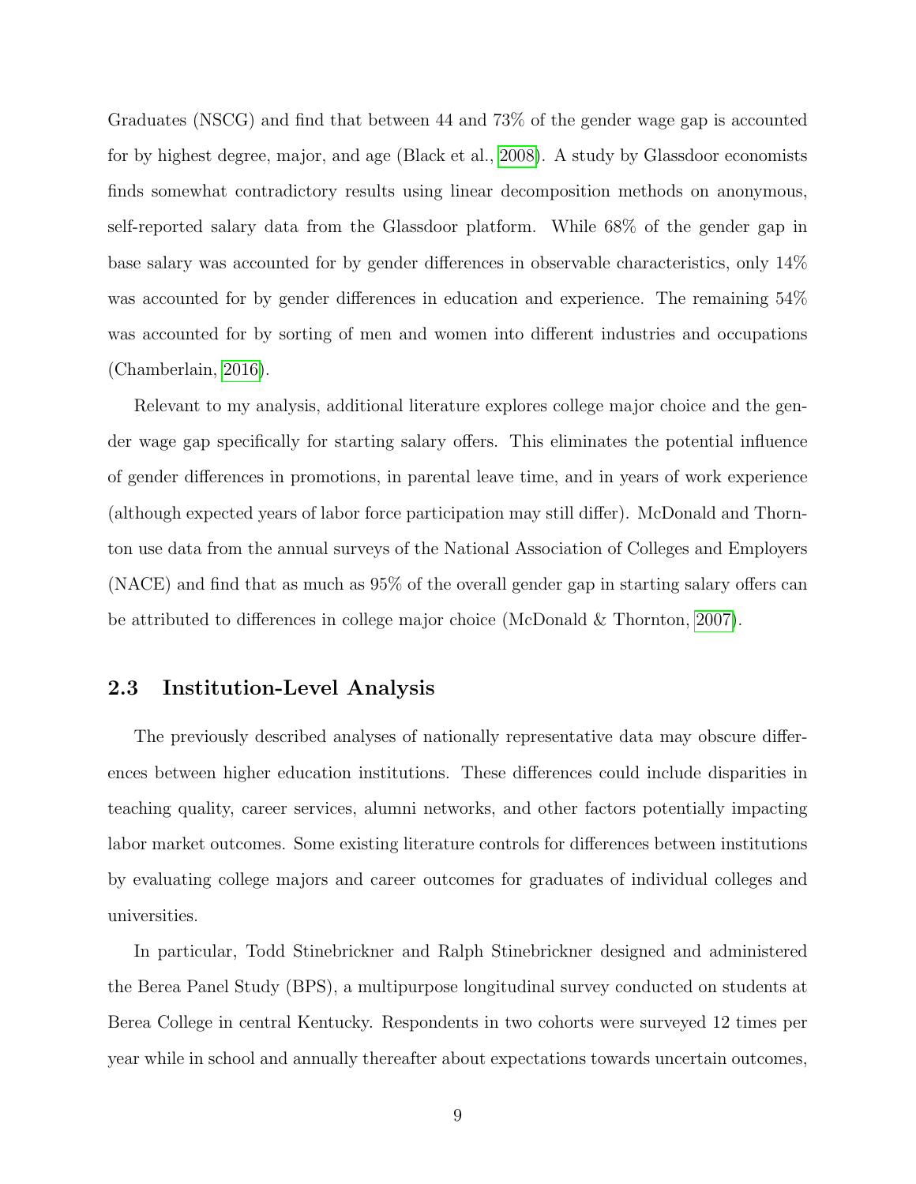Graduates (NSCG) and find that between 44 and 73% of the gender wage gap is accounted for by highest degree, major, and age (Black et al., 2008). A study by Glassdoor economists finds somewhat contradictory results using linear decomposition methods on anonymous, self-reported salary data from the Glassdoor platform. While 68% of the gender gap in base salary was accounted for by gender differences in observable characteristics, only 14% was accounted for by gender differences in education and experience. The remaining 54% was accounted for by sorting of men and women into different industries and occupations (Chamberlain, 2016).

Relevant to my analysis, additional literature explores college major choice and the gender wage gap specifically for starting salary offers. This eliminates the potential influence of gender differences in promotions, in parental leave time, and in years of work experience (although expected years of labor force participation may still differ). McDonald and Thornton use data from the annual surveys of the National Association of Colleges and Employers (NACE) and find that as much as 95% of the overall gender gap in starting salary offers can be attributed to differences in college major choice (McDonald & Thornton, 2007).

## 2.3 Institution-Level Analysis

The previously described analyses of nationally representative data may obscure differences between higher education institutions. These differences could include disparities in teaching quality, career services, alumni networks, and other factors potentially impacting labor market outcomes. Some existing literature controls for differences between institutions by evaluating college majors and career outcomes for graduates of individual colleges and universities.

In particular, Todd Stinebrickner and Ralph Stinebrickner designed and administered the Berea Panel Study (BPS), a multipurpose longitudinal survey conducted on students at Berea College in central Kentucky. Respondents in two cohorts were surveyed 12 times per year while in school and annually thereafter about expectations towards uncertain outcomes,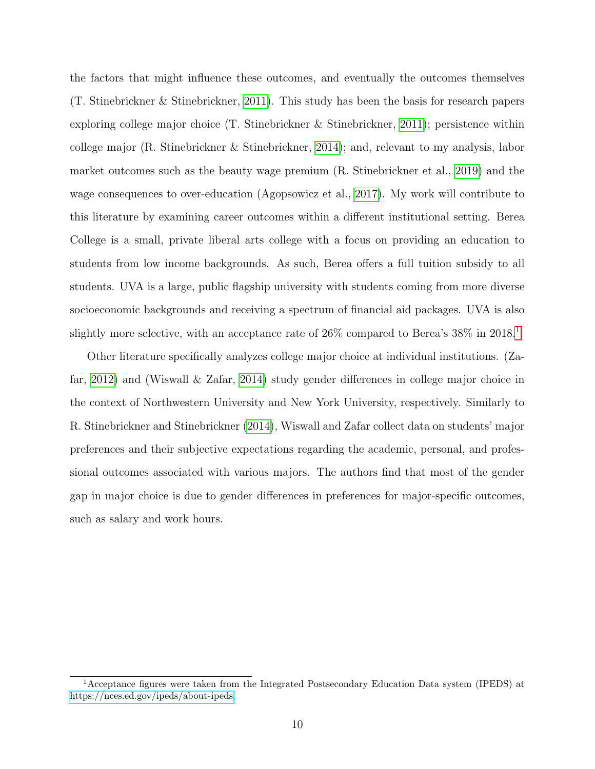the factors that might influence these outcomes, and eventually the outcomes themselves (T. Stinebrickner & Stinebrickner, 2011). This study has been the basis for research papers exploring college major choice (T. Stinebrickner & Stinebrickner, 2011); persistence within college major (R. Stinebrickner & Stinebrickner, 2014); and, relevant to my analysis, labor market outcomes such as the beauty wage premium (R. Stinebrickner et al., 2019) and the wage consequences to over-education (Agopsowicz et al., 2017). My work will contribute to this literature by examining career outcomes within a different institutional setting. Berea College is a small, private liberal arts college with a focus on providing an education to students from low income backgrounds. As such, Berea offers a full tuition subsidy to all students. UVA is a large, public flagship university with students coming from more diverse socioeconomic backgrounds and receiving a spectrum of financial aid packages. UVA is also slightly more selective, with an acceptance rate of 26% compared to Berea's 38% in 2018.[1]

Other literature specifically analyzes college major choice at individual institutions. (Zafar, 2012) and (Wiswall & Zafar, 2014) study gender differences in college major choice in the context of Northwestern University and New York University, respectively. Similarly to R. Stinebrickner and Stinebrickner (2014), Wiswall and Zafar collect data on students' major preferences and their subjective expectations regarding the academic, personal, and professional outcomes associated with various majors. The authors find that most of the gender gap in major choice is due to gender differences in preferences for major-specific outcomes, such as salary and work hours.

[1] Acceptance figures were taken from the Integrated Postsecondary Education Data system (IPEDS) at https://nces.ed.gov/ipeds/about-ipeds.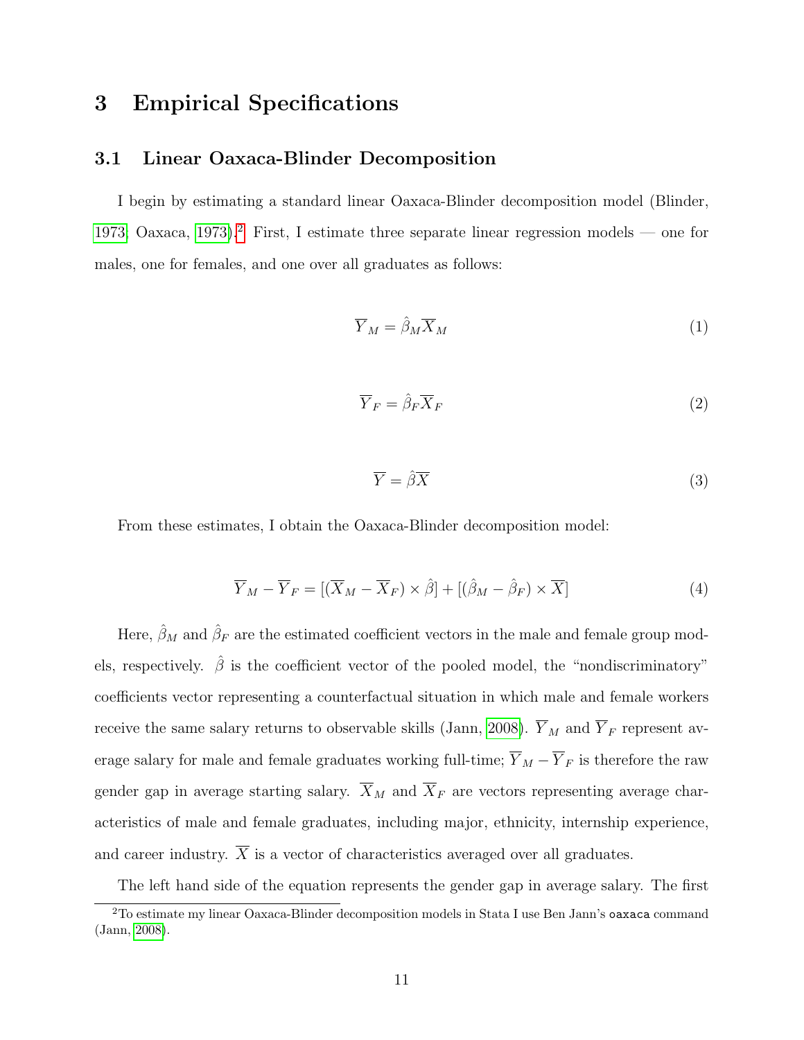# 3 Empirical Specifications

## 3.1 Linear Oaxaca-Blinder Decomposition

I begin by estimating a standard linear Oaxaca-Blinder decomposition model (Blinder, 1973; Oaxaca, 1973).[2] First, I estimate three separate linear regression models — one for males, one for females, and one over all graduates as follows:

$$\overline{Y}_M = \hat{\beta}_M \overline{X}_M \tag{1}$$

$$\overline{Y}_F = \hat{\beta}_F \overline{X}_F \tag{2}$$

$$\overline{Y} = \hat{\beta} \overline{X} \tag{3}$$

From these estimates, I obtain the Oaxaca-Blinder decomposition model:

$$\overline{Y}_M - \overline{Y}_F = [(\overline{X}_M - \overline{X}_F) \times \hat{\beta}] + [(\hat{\beta}_M - \hat{\beta}_F) \times \overline{X}] \tag{4}$$

Here, $\hat{\beta}_M$ and $\hat{\beta}_F$ are the estimated coefficient vectors in the male and female group models, respectively. $\hat{\beta}$ is the coefficient vector of the pooled model, the "nondiscriminatory" coefficients vector representing a counterfactual situation in which male and female workers receive the same salary returns to observable skills (Jann, 2008). $\overline{Y}_M$ and $\overline{Y}_F$ represent average salary for male and female graduates working full-time; $\overline{Y}_M - \overline{Y}_F$ is therefore the raw gender gap in average starting salary. $\overline{X}_M$ and $\overline{X}_F$ are vectors representing average characteristics of male and female graduates, including major, ethnicity, internship experience, and career industry. $\overline{X}$ is a vector of characteristics averaged over all graduates.

The left hand side of the equation represents the gender gap in average salary. The first

[2] To estimate my linear Oaxaca-Blinder decomposition models in Stata I use Ben Jann's `oaxaca` command (Jann, 2008).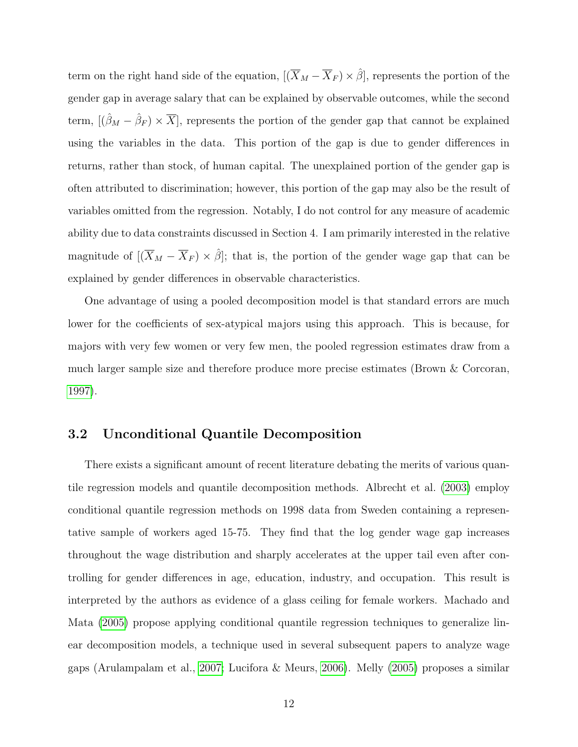term on the right hand side of the equation, $[(\overline{X}_M - \overline{X}_F) \times \hat{\beta}]$, represents the portion of the gender gap in average salary that can be explained by observable outcomes, while the second term, $[(\hat{\beta}_M - \hat{\beta}_F) \times \overline{X}]$, represents the portion of the gender gap that cannot be explained using the variables in the data. This portion of the gap is due to gender differences in returns, rather than stock, of human capital. The unexplained portion of the gender gap is often attributed to discrimination; however, this portion of the gap may also be the result of variables omitted from the regression. Notably, I do not control for any measure of academic ability due to data constraints discussed in Section 4. I am primarily interested in the relative magnitude of $[(\overline{X}_M - \overline{X}_F) \times \hat{\beta}]$; that is, the portion of the gender wage gap that can be explained by gender differences in observable characteristics.

One advantage of using a pooled decomposition model is that standard errors are much lower for the coefficients of sex-atypical majors using this approach. This is because, for majors with very few women or very few men, the pooled regression estimates draw from a much larger sample size and therefore produce more precise estimates (Brown & Corcoran, 1997).

## 3.2 Unconditional Quantile Decomposition

There exists a significant amount of recent literature debating the merits of various quantile regression models and quantile decomposition methods. Albrecht et al. (2003) employ conditional quantile regression methods on 1998 data from Sweden containing a representative sample of workers aged 15-75. They find that the log gender wage gap increases throughout the wage distribution and sharply accelerates at the upper tail even after controlling for gender differences in age, education, industry, and occupation. This result is interpreted by the authors as evidence of a glass ceiling for female workers. Machado and Mata (2005) propose applying conditional quantile regression techniques to generalize linear decomposition models, a technique used in several subsequent papers to analyze wage gaps (Arulampalam et al., 2007; Lucifora & Meurs, 2006). Melly (2005) proposes a similar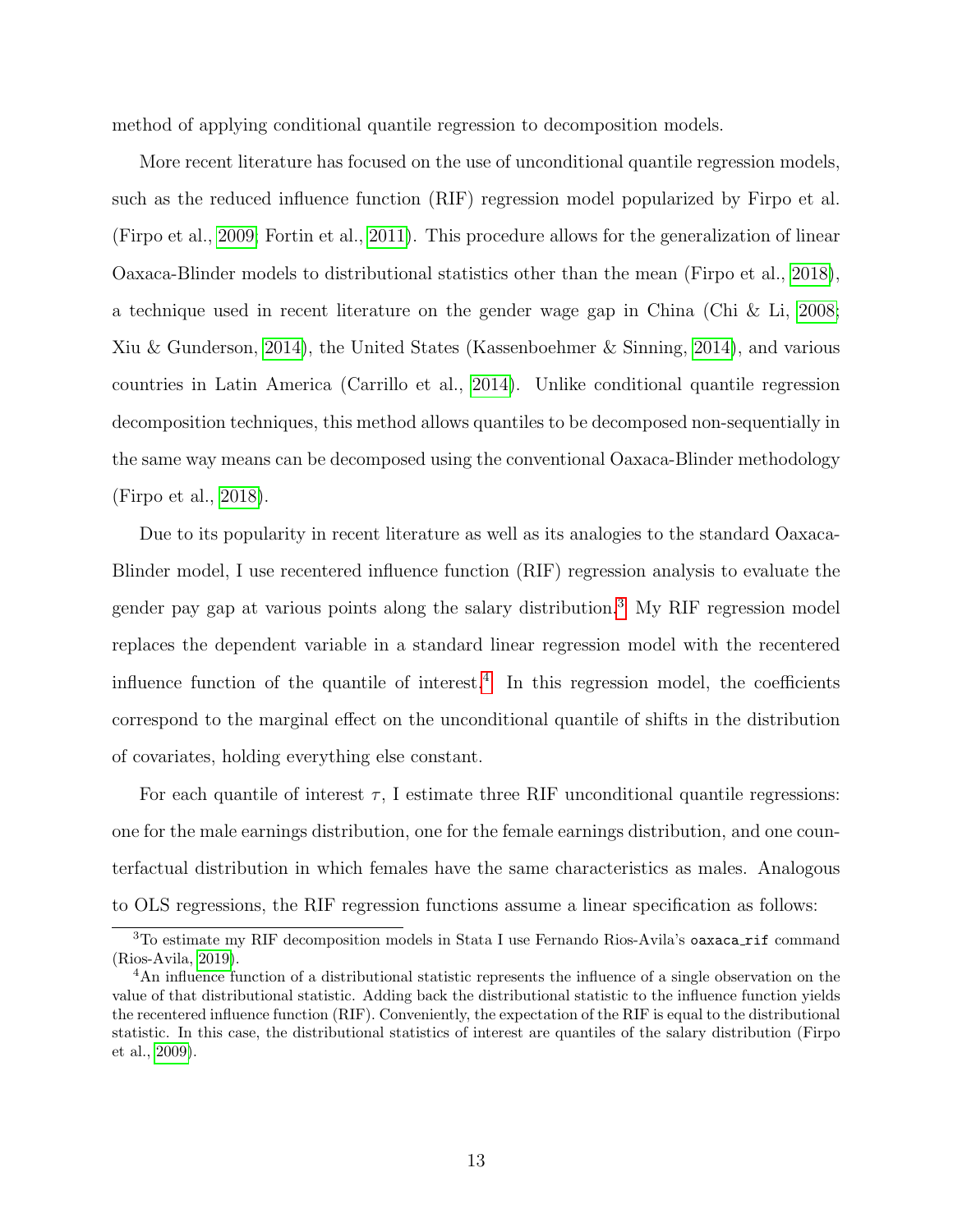method of applying conditional quantile regression to decomposition models.

More recent literature has focused on the use of unconditional quantile regression models, such as the reduced influence function (RIF) regression model popularized by Firpo et al. (Firpo et al., 2009; Fortin et al., 2011). This procedure allows for the generalization of linear Oaxaca-Blinder models to distributional statistics other than the mean (Firpo et al., 2018), a technique used in recent literature on the gender wage gap in China (Chi & Li, 2008; Xiu & Gunderson, 2014), the United States (Kassenboehmer & Sinning, 2014), and various countries in Latin America (Carrillo et al., 2014). Unlike conditional quantile regression decomposition techniques, this method allows quantiles to be decomposed non-sequentially in the same way means can be decomposed using the conventional Oaxaca-Blinder methodology (Firpo et al., 2018).

Due to its popularity in recent literature as well as its analogies to the standard Oaxaca-Blinder model, I use recentered influence function (RIF) regression analysis to evaluate the gender pay gap at various points along the salary distribution.[3] My RIF regression model replaces the dependent variable in a standard linear regression model with the recentered influence function of the quantile of interest.[4] In this regression model, the coefficients correspond to the marginal effect on the unconditional quantile of shifts in the distribution of covariates, holding everything else constant.

For each quantile of interest $\tau$, I estimate three RIF unconditional quantile regressions: one for the male earnings distribution, one for the female earnings distribution, and one counterfactual distribution in which females have the same characteristics as males. Analogous to OLS regressions, the RIF regression functions assume a linear specification as follows:

[3] To estimate my RIF decomposition models in Stata I use Fernando Rios-Avila's `oaxaca_rif` command (Rios-Avila, 2019).

[4] An influence function of a distributional statistic represents the influence of a single observation on the value of that distributional statistic. Adding back the distributional statistic to the influence function yields the recentered influence function (RIF). Conveniently, the expectation of the RIF is equal to the distributional statistic. In this case, the distributional statistics of interest are quantiles of the salary distribution (Firpo et al., 2009).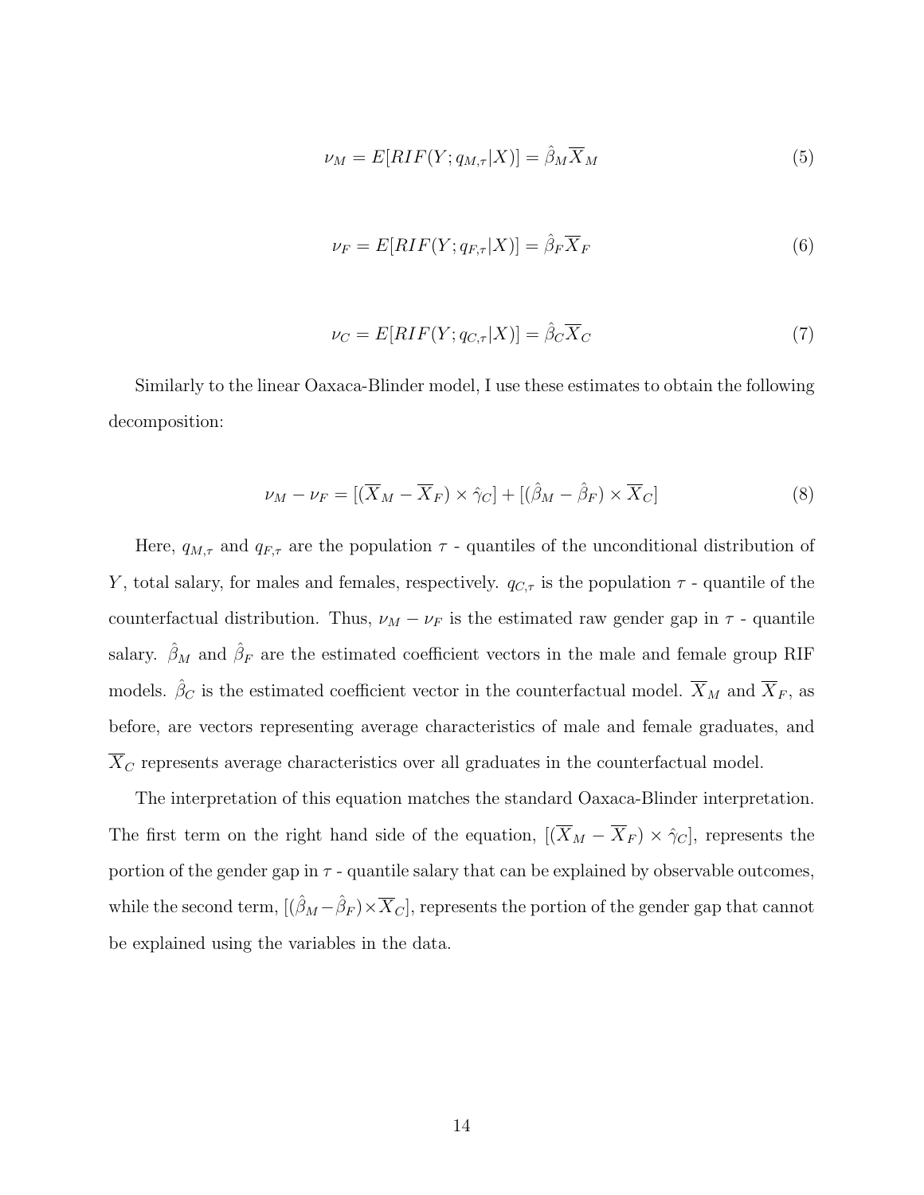$$\nu_M = E[RIF(Y; q_{M,\tau}|X)] = \hat{\beta}_M \overline{X}_M \tag{5}$$

$$\nu_F = E[RIF(Y; q_{F,\tau}|X)] = \hat{\beta}_F \overline{X}_F \tag{6}$$

$$\nu_C = E[RIF(Y; q_{C,\tau}|X)] = \hat{\beta}_C \overline{X}_C \tag{7}$$

Similarly to the linear Oaxaca-Blinder model, I use these estimates to obtain the following decomposition:

$$\nu_M - \nu_F = [(\overline{X}_M - \overline{X}_F) \times \hat{\gamma}_C] + [(\hat{\beta}_M - \hat{\beta}_F) \times \overline{X}_C] \tag{8}$$

Here, $q_{M,\tau}$ and $q_{F,\tau}$ are the population $\tau$ - quantiles of the unconditional distribution of $Y$, total salary, for males and females, respectively. $q_{C,\tau}$ is the population $\tau$ - quantile of the counterfactual distribution. Thus, $\nu_M - \nu_F$ is the estimated raw gender gap in $\tau$ - quantile salary. $\hat{\beta}_M$ and $\hat{\beta}_F$ are the estimated coefficient vectors in the male and female group RIF models. $\hat{\beta}_C$ is the estimated coefficient vector in the counterfactual model. $\overline{X}_M$ and $\overline{X}_F$, as before, are vectors representing average characteristics of male and female graduates, and $\overline{X}_C$ represents average characteristics over all graduates in the counterfactual model.

The interpretation of this equation matches the standard Oaxaca-Blinder interpretation. The first term on the right hand side of the equation, $[(\overline{X}_M - \overline{X}_F) \times \hat{\gamma}_C]$, represents the portion of the gender gap in $\tau$ - quantile salary that can be explained by observable outcomes, while the second term, $[(\hat{\beta}_M - \hat{\beta}_F) \times \overline{X}_C]$, represents the portion of the gender gap that cannot be explained using the variables in the data.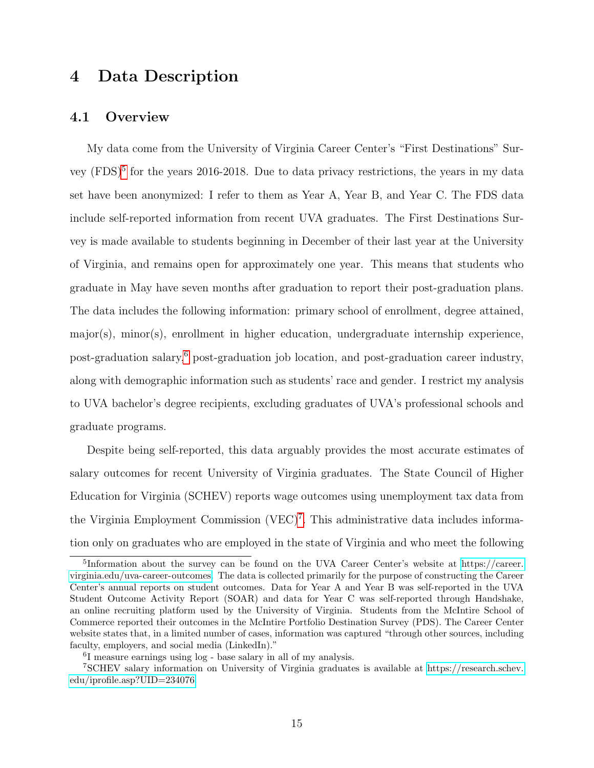# 4 Data Description

## 4.1 Overview

My data come from the University of Virginia Career Center's "First Destinations" Survey (FDS)[5] for the years 2016-2018. Due to data privacy restrictions, the years in my data set have been anonymized: I refer to them as Year A, Year B, and Year C. The FDS data include self-reported information from recent UVA graduates. The First Destinations Survey is made available to students beginning in December of their last year at the University of Virginia, and remains open for approximately one year. This means that students who graduate in May have seven months after graduation to report their post-graduation plans. The data includes the following information: primary school of enrollment, degree attained, major(s), minor(s), enrollment in higher education, undergraduate internship experience, post-graduation salary,[6] post-graduation job location, and post-graduation career industry, along with demographic information such as students' race and gender. I restrict my analysis to UVA bachelor's degree recipients, excluding graduates of UVA's professional schools and graduate programs.

Despite being self-reported, this data arguably provides the most accurate estimates of salary outcomes for recent University of Virginia graduates. The State Council of Higher Education for Virginia (SCHEV) reports wage outcomes using unemployment tax data from the Virginia Employment Commission (VEC)[7]. This administrative data includes information only on graduates who are employed in the state of Virginia and who meet the following

---

[5] Information about the survey can be found on the UVA Career Center's website at https://career.virginia.edu/uva-career-outcomes. The data is collected primarily for the purpose of constructing the Career Center's annual reports on student outcomes. Data for Year A and Year B was self-reported in the UVA Student Outcome Activity Report (SOAR) and data for Year C was self-reported through Handshake, an online recruiting platform used by the University of Virginia. Students from the McIntire School of Commerce reported their outcomes in the McIntire Portfolio Destination Survey (PDS). The Career Center website states that, in a limited number of cases, information was captured "through other sources, including faculty, employers, and social media (LinkedIn)."

[6] I measure earnings using log - base salary in all of my analysis.

[7] SCHEV salary information on University of Virginia graduates is available at https://research.schev.edu/iprofile.asp?UID=234076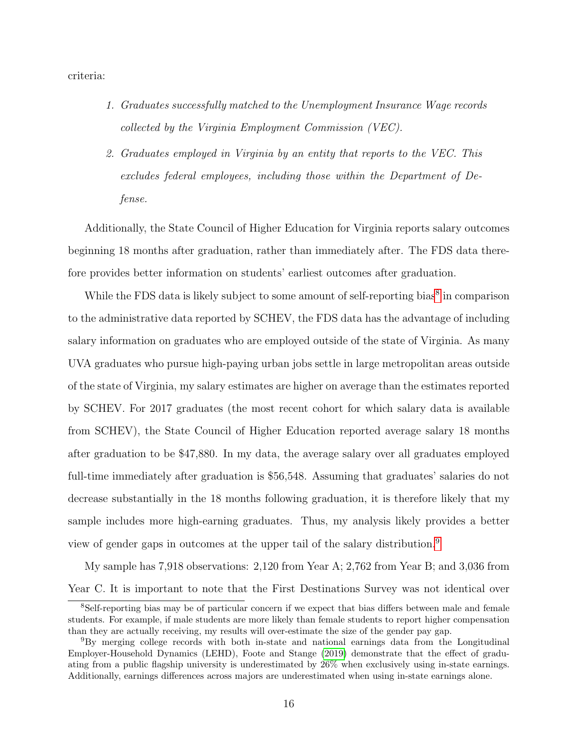criteria:

1. *Graduates successfully matched to the Unemployment Insurance Wage records collected by the Virginia Employment Commission (VEC).*
2. *Graduates employed in Virginia by an entity that reports to the VEC. This excludes federal employees, including those within the Department of Defense.*

Additionally, the State Council of Higher Education for Virginia reports salary outcomes beginning 18 months after graduation, rather than immediately after. The FDS data therefore provides better information on students' earliest outcomes after graduation.

While the FDS data is likely subject to some amount of self-reporting bias[8] in comparison to the administrative data reported by SCHEV, the FDS data has the advantage of including salary information on graduates who are employed outside of the state of Virginia. As many UVA graduates who pursue high-paying urban jobs settle in large metropolitan areas outside of the state of Virginia, my salary estimates are higher on average than the estimates reported by SCHEV. For 2017 graduates (the most recent cohort for which salary data is available from SCHEV), the State Council of Higher Education reported average salary 18 months after graduation to be $47,880. In my data, the average salary over all graduates employed full-time immediately after graduation is $56,548. Assuming that graduates' salaries do not decrease substantially in the 18 months following graduation, it is therefore likely that my sample includes more high-earning graduates. Thus, my analysis likely provides a better view of gender gaps in outcomes at the upper tail of the salary distribution.[9]

My sample has 7,918 observations: 2,120 from Year A; 2,762 from Year B; and 3,036 from Year C. It is important to note that the First Destinations Survey was not identical over

[8] Self-reporting bias may be of particular concern if we expect that bias differs between male and female students. For example, if male students are more likely than female students to report higher compensation than they are actually receiving, my results will over-estimate the size of the gender pay gap.

[9] By merging college records with both in-state and national earnings data from the Longitudinal Employer-Household Dynamics (LEHD), Foote and Stange (2019) demonstrate that the effect of graduating from a public flagship university is underestimated by 26% when exclusively using in-state earnings. Additionally, earnings differences across majors are underestimated when using in-state earnings alone.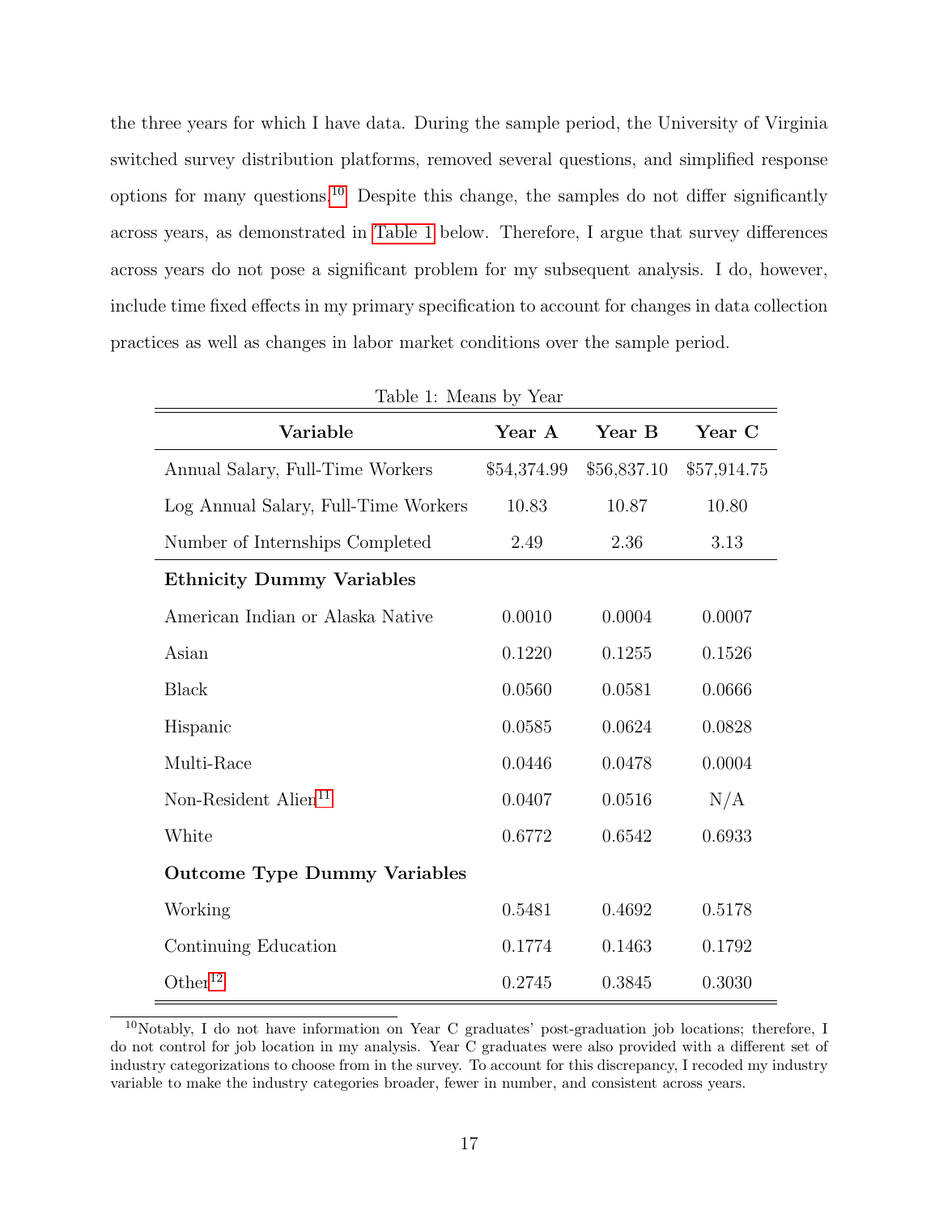the three years for which I have data. During the sample period, the University of Virginia switched survey distribution platforms, removed several questions, and simplified response options for many questions.[10] Despite this change, the samples do not differ significantly across years, as demonstrated in Table 1 below. Therefore, I argue that survey differences across years do not pose a significant problem for my subsequent analysis. I do, however, include time fixed effects in my primary specification to account for changes in data collection practices as well as changes in labor market conditions over the sample period.

Table 1: Means by Year

| Variable | Year A | Year B | Year C |
|---|---|---|---|
| Annual Salary, Full-Time Workers | $54,374.99 | $56,837.10 | $57,914.75 |
| Log Annual Salary, Full-Time Workers | 10.83 | 10.87 | 10.80 |
| Number of Internships Completed | 2.49 | 2.36 | 3.13 |
| **Ethnicity Dummy Variables** | | | |
| American Indian or Alaska Native | 0.0010 | 0.0004 | 0.0007 |
| Asian | 0.1220 | 0.1255 | 0.1526 |
| Black | 0.0560 | 0.0581 | 0.0666 |
| Hispanic | 0.0585 | 0.0624 | 0.0828 |
| Multi-Race | 0.0446 | 0.0478 | 0.0004 |
| Non-Resident Alien[11] | 0.0407 | 0.0516 | N/A |
| White | 0.6772 | 0.6542 | 0.6933 |
| **Outcome Type Dummy Variables** | | | |
| Working | 0.5481 | 0.4692 | 0.5178 |
| Continuing Education | 0.1774 | 0.1463 | 0.1792 |
| Other[12] | 0.2745 | 0.3845 | 0.3030 |

[10] Notably, I do not have information on Year C graduates' post-graduation job locations; therefore, I do not control for job location in my analysis. Year C graduates were also provided with a different set of industry categorizations to choose from in the survey. To account for this discrepancy, I recoded my industry variable to make the industry categories broader, fewer in number, and consistent across years.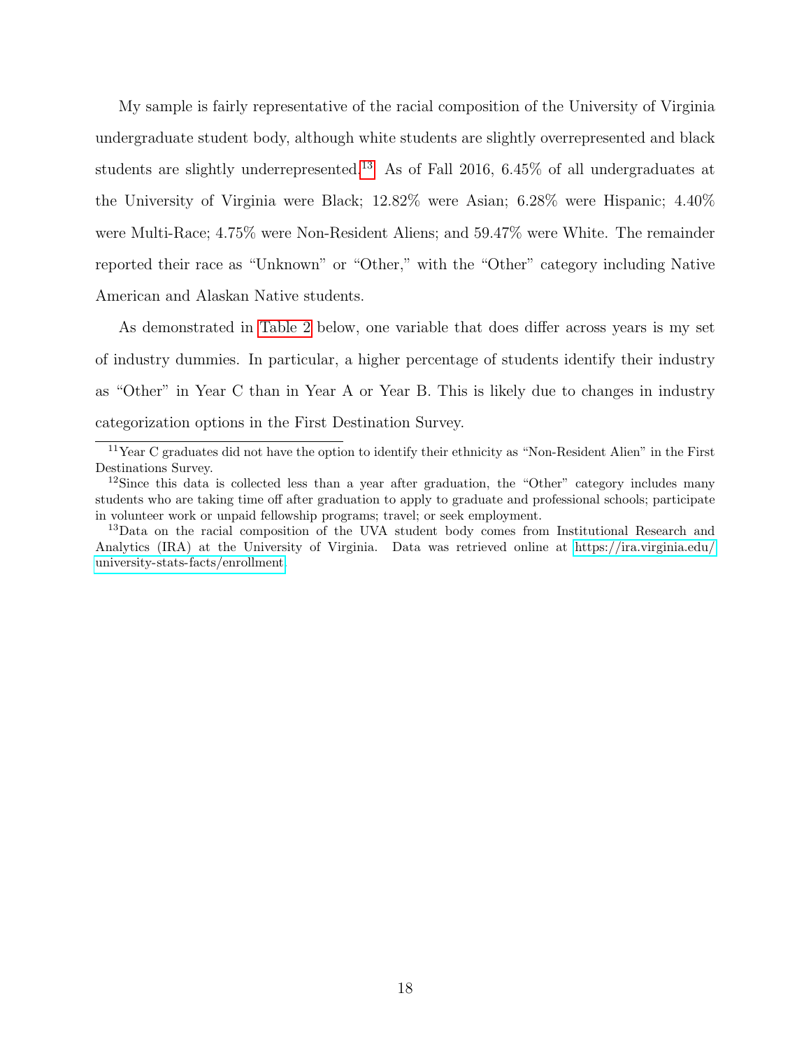My sample is fairly representative of the racial composition of the University of Virginia undergraduate student body, although white students are slightly overrepresented and black students are slightly underrepresented.[13] As of Fall 2016, 6.45% of all undergraduates at the University of Virginia were Black; 12.82% were Asian; 6.28% were Hispanic; 4.40% were Multi-Race; 4.75% were Non-Resident Aliens; and 59.47% were White. The remainder reported their race as "Unknown" or "Other," with the "Other" category including Native American and Alaskan Native students.

As demonstrated in Table 2 below, one variable that does differ across years is my set of industry dummies. In particular, a higher percentage of students identify their industry as "Other" in Year C than in Year A or Year B. This is likely due to changes in industry categorization options in the First Destination Survey.

---

[11] Year C graduates did not have the option to identify their ethnicity as "Non-Resident Alien" in the First Destinations Survey.

[12] Since this data is collected less than a year after graduation, the "Other" category includes many students who are taking time off after graduation to apply to graduate and professional schools; participate in volunteer work or unpaid fellowship programs; travel; or seek employment.

[13] Data on the racial composition of the UVA student body comes from Institutional Research and Analytics (IRA) at the University of Virginia. Data was retrieved online at https://ira.virginia.edu/university-stats-facts/enrollment.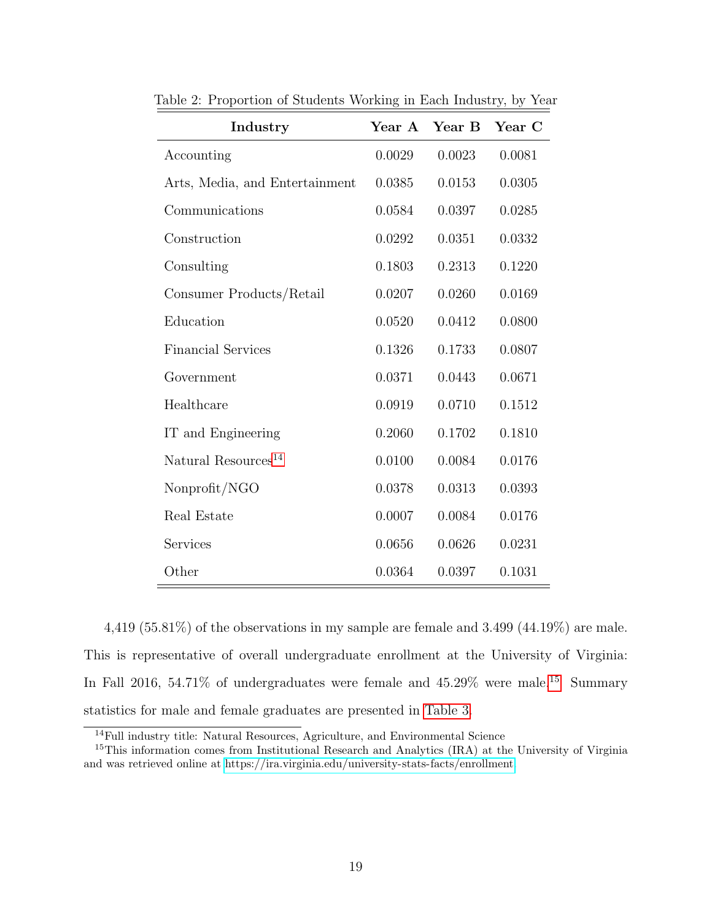Table 2: Proportion of Students Working in Each Industry, by Year

| Industry | Year A | Year B | Year C |
|---|---|---|---|
| Accounting | 0.0029 | 0.0023 | 0.0081 |
| Arts, Media, and Entertainment | 0.0385 | 0.0153 | 0.0305 |
| Communications | 0.0584 | 0.0397 | 0.0285 |
| Construction | 0.0292 | 0.0351 | 0.0332 |
| Consulting | 0.1803 | 0.2313 | 0.1220 |
| Consumer Products/Retail | 0.0207 | 0.0260 | 0.0169 |
| Education | 0.0520 | 0.0412 | 0.0800 |
| Financial Services | 0.1326 | 0.1733 | 0.0807 |
| Government | 0.0371 | 0.0443 | 0.0671 |
| Healthcare | 0.0919 | 0.0710 | 0.1512 |
| IT and Engineering | 0.2060 | 0.1702 | 0.1810 |
| Natural Resources[14] | 0.0100 | 0.0084 | 0.0176 |
| Nonprofit/NGO | 0.0378 | 0.0313 | 0.0393 |
| Real Estate | 0.0007 | 0.0084 | 0.0176 |
| Services | 0.0656 | 0.0626 | 0.0231 |
| Other | 0.0364 | 0.0397 | 0.1031 |

4,419 (55.81%) of the observations in my sample are female and 3.499 (44.19%) are male. This is representative of overall undergraduate enrollment at the University of Virginia: In Fall 2016, 54.71% of undergraduates were female and 45.29% were male.[15] Summary statistics for male and female graduates are presented in Table 3.

[14] Full industry title: Natural Resources, Agriculture, and Environmental Science

[15] This information comes from Institutional Research and Analytics (IRA) at the University of Virginia and was retrieved online at https://ira.virginia.edu/university-stats-facts/enrollment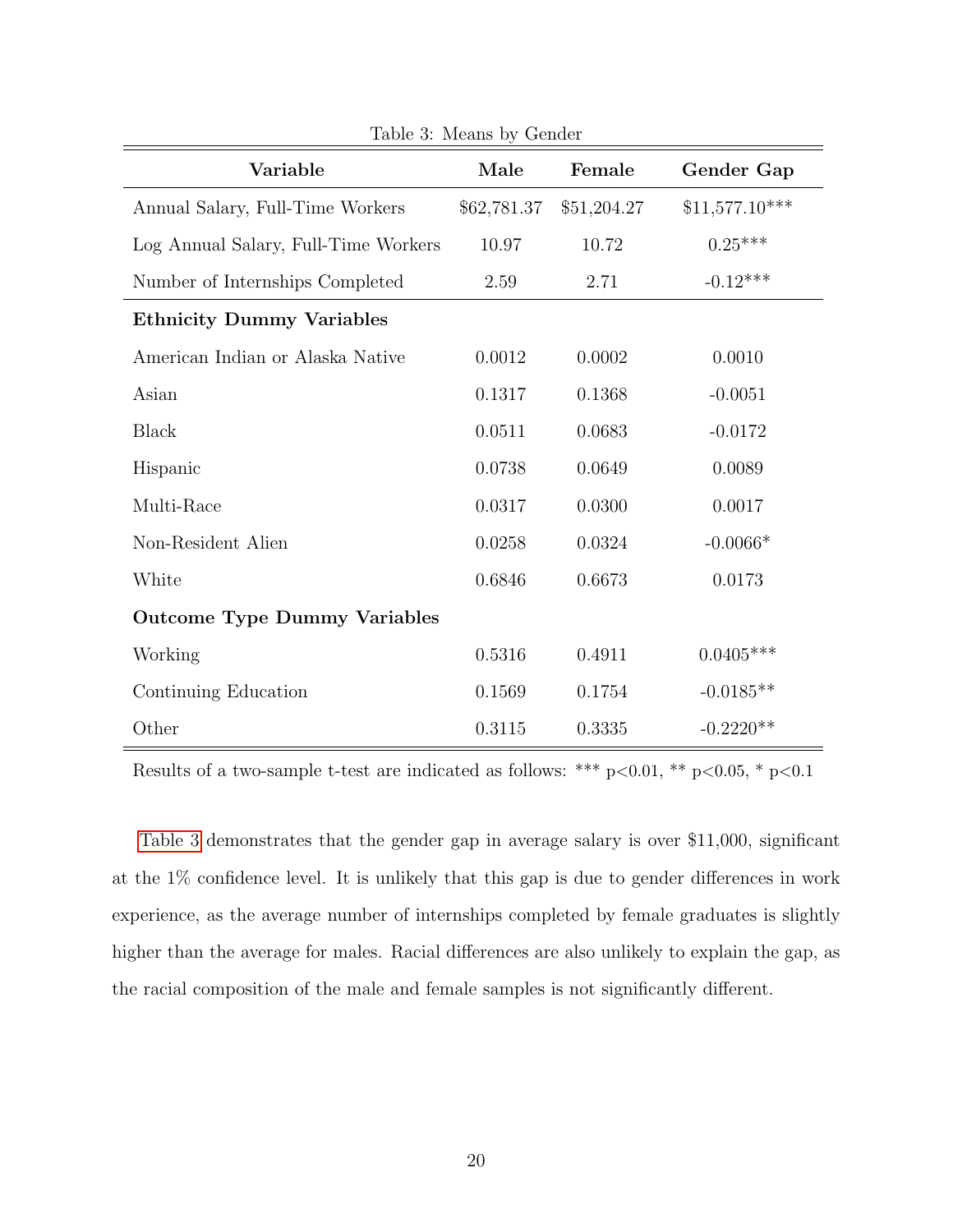Table 3: Means by Gender

| Variable | Male | Female | Gender Gap |
|---|---|---|---|
| Annual Salary, Full-Time Workers | $62,781.37 | $51,204.27 | $11,577.10*** |
| Log Annual Salary, Full-Time Workers | 10.97 | 10.72 | 0.25*** |
| Number of Internships Completed | 2.59 | 2.71 | -0.12*** |
| **Ethnicity Dummy Variables** | | | |
| American Indian or Alaska Native | 0.0012 | 0.0002 | 0.0010 |
| Asian | 0.1317 | 0.1368 | -0.0051 |
| Black | 0.0511 | 0.0683 | -0.0172 |
| Hispanic | 0.0738 | 0.0649 | 0.0089 |
| Multi-Race | 0.0317 | 0.0300 | 0.0017 |
| Non-Resident Alien | 0.0258 | 0.0324 | -0.0066* |
| White | 0.6846 | 0.6673 | 0.0173 |
| **Outcome Type Dummy Variables** | | | |
| Working | 0.5316 | 0.4911 | 0.0405*** |
| Continuing Education | 0.1569 | 0.1754 | -0.0185** |
| Other | 0.3115 | 0.3335 | -0.2220** |

Results of a two-sample t-test are indicated as follows: *** p<0.01, ** p<0.05, * p<0.1

Table 3 demonstrates that the gender gap in average salary is over $11,000, significant at the 1% confidence level. It is unlikely that this gap is due to gender differences in work experience, as the average number of internships completed by female graduates is slightly higher than the average for males. Racial differences are also unlikely to explain the gap, as the racial composition of the male and female samples is not significantly different.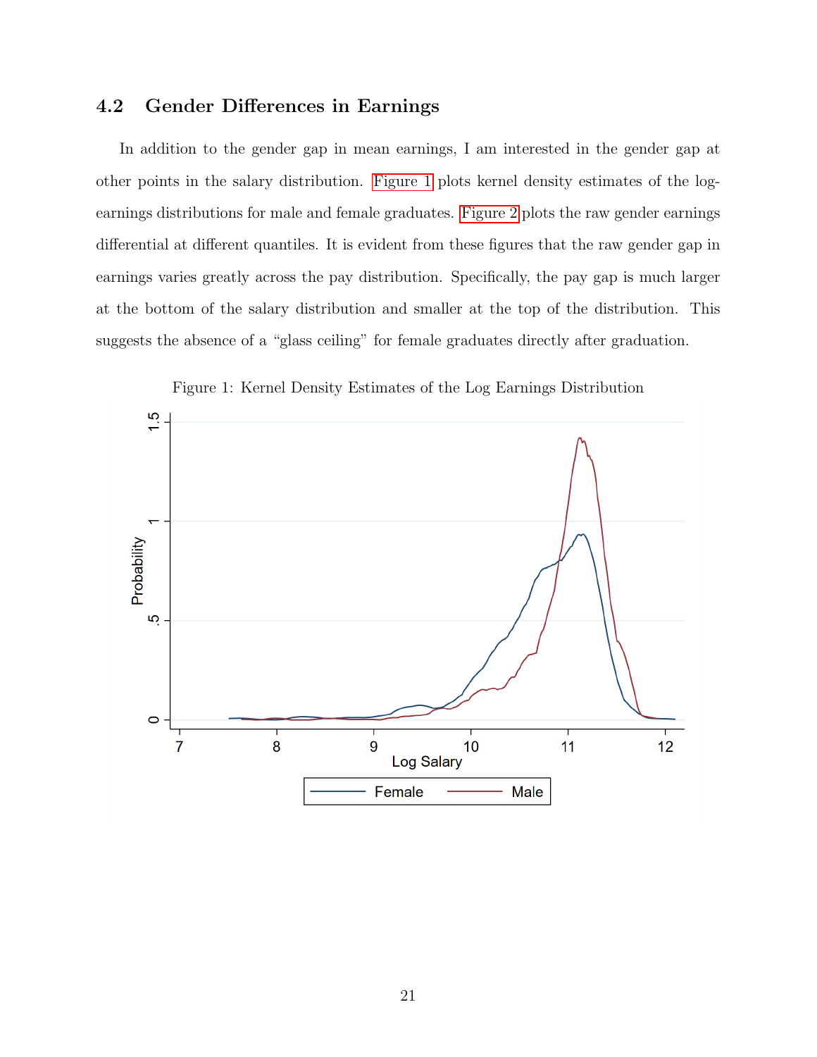## 4.2 Gender Differences in Earnings

In addition to the gender gap in mean earnings, I am interested in the gender gap at other points in the salary distribution. Figure 1 plots kernel density estimates of the log-earnings distributions for male and female graduates. Figure 2 plots the raw gender earnings differential at different quantiles. It is evident from these figures that the raw gender gap in earnings varies greatly across the pay distribution. Specifically, the pay gap is much larger at the bottom of the salary distribution and smaller at the top of the distribution. This suggests the absence of a "glass ceiling" for female graduates directly after graduation.

Figure 1: Kernel Density Estimates of the Log Earnings Distribution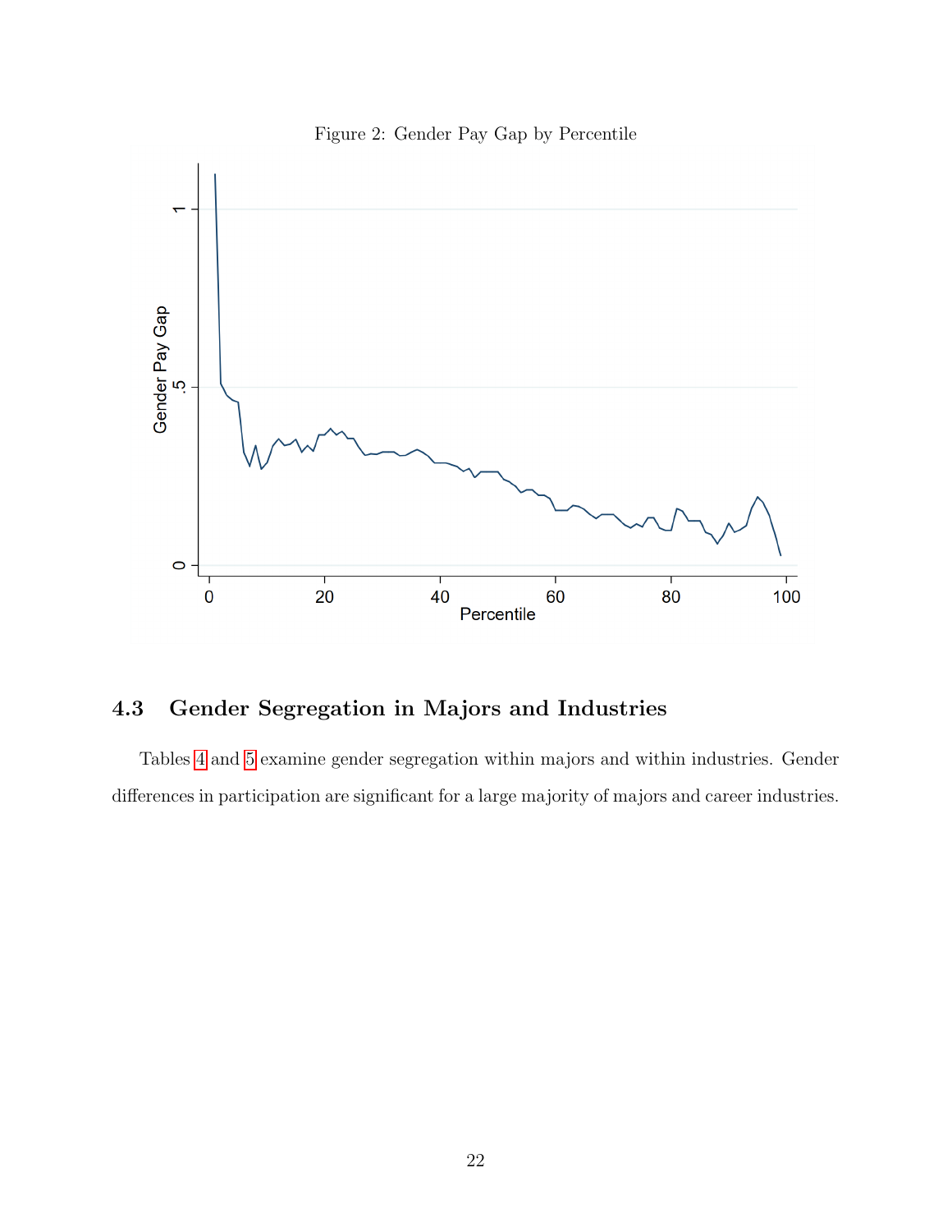Figure 2: Gender Pay Gap by Percentile

## 4.3 Gender Segregation in Majors and Industries

Tables 4 and 5 examine gender segregation within majors and within industries. Gender differences in participation are significant for a large majority of majors and career industries.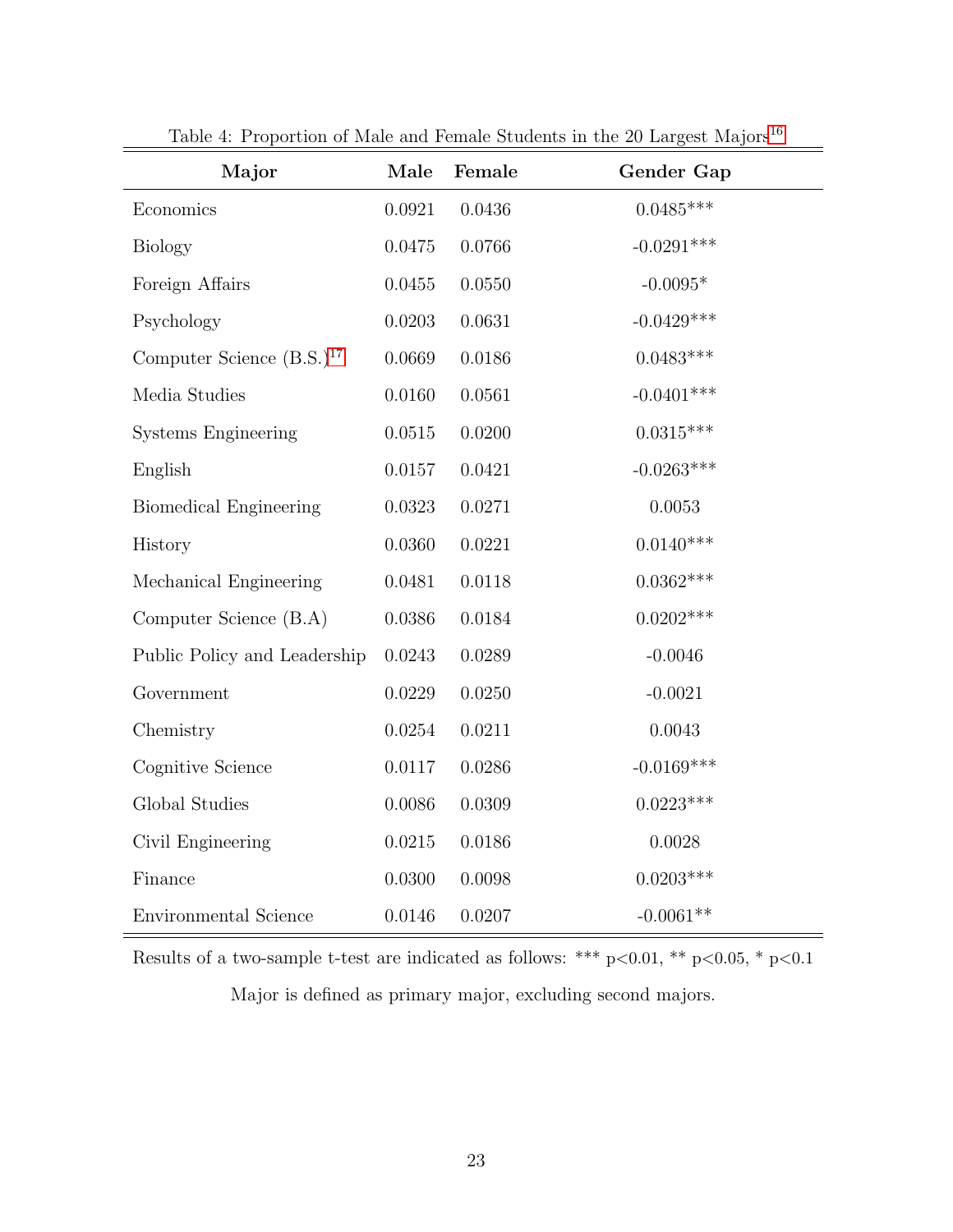Table 4: Proportion of Male and Female Students in the 20 Largest Majors[16]

| Major | Male | Female | Gender Gap |
|---|---|---|---|
| Economics | 0.0921 | 0.0436 | 0.0485*** |
| Biology | 0.0475 | 0.0766 | -0.0291*** |
| Foreign Affairs | 0.0455 | 0.0550 | -0.0095* |
| Psychology | 0.0203 | 0.0631 | -0.0429*** |
| Computer Science (B.S.)[17] | 0.0669 | 0.0186 | 0.0483*** |
| Media Studies | 0.0160 | 0.0561 | -0.0401*** |
| Systems Engineering | 0.0515 | 0.0200 | 0.0315*** |
| English | 0.0157 | 0.0421 | -0.0263*** |
| Biomedical Engineering | 0.0323 | 0.0271 | 0.0053 |
| History | 0.0360 | 0.0221 | 0.0140*** |
| Mechanical Engineering | 0.0481 | 0.0118 | 0.0362*** |
| Computer Science (B.A) | 0.0386 | 0.0184 | 0.0202*** |
| Public Policy and Leadership | 0.0243 | 0.0289 | -0.0046 |
| Government | 0.0229 | 0.0250 | -0.0021 |
| Chemistry | 0.0254 | 0.0211 | 0.0043 |
| Cognitive Science | 0.0117 | 0.0286 | -0.0169*** |
| Global Studies | 0.0086 | 0.0309 | 0.0223*** |
| Civil Engineering | 0.0215 | 0.0186 | 0.0028 |
| Finance | 0.0300 | 0.0098 | 0.0203*** |
| Environmental Science | 0.0146 | 0.0207 | -0.0061** |

Results of a two-sample t-test are indicated as follows: *** $p<0.01$, ** $p<0.05$, * $p<0.1$

Major is defined as primary major, excluding second majors.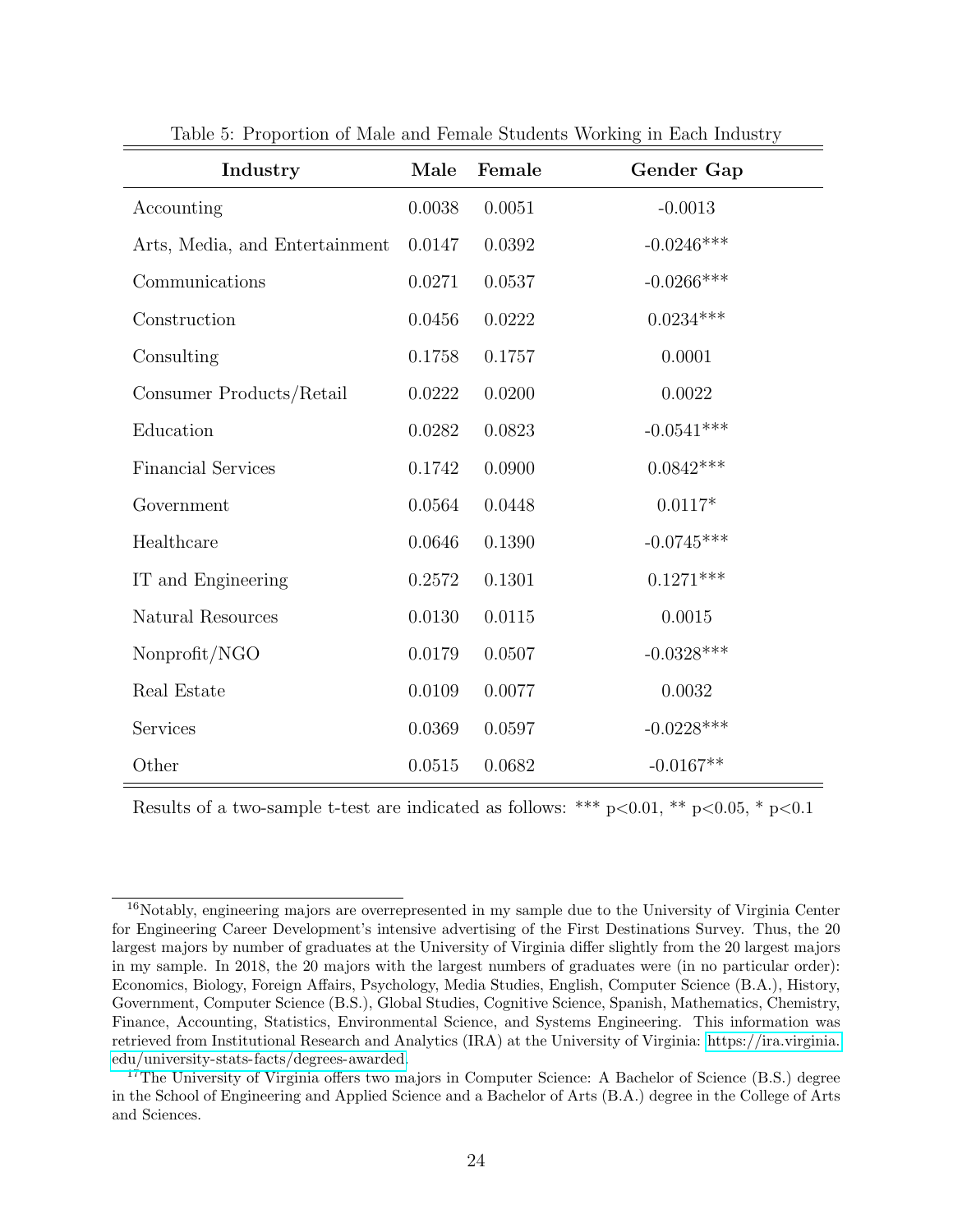Table 5: Proportion of Male and Female Students Working in Each Industry

| Industry | Male | Female | Gender Gap |
|---|---|---|---|
| Accounting | 0.0038 | 0.0051 | -0.0013 |
| Arts, Media, and Entertainment | 0.0147 | 0.0392 | -0.0246*** |
| Communications | 0.0271 | 0.0537 | -0.0266*** |
| Construction | 0.0456 | 0.0222 | 0.0234*** |
| Consulting | 0.1758 | 0.1757 | 0.0001 |
| Consumer Products/Retail | 0.0222 | 0.0200 | 0.0022 |
| Education | 0.0282 | 0.0823 | -0.0541*** |
| Financial Services | 0.1742 | 0.0900 | 0.0842*** |
| Government | 0.0564 | 0.0448 | 0.0117* |
| Healthcare | 0.0646 | 0.1390 | -0.0745*** |
| IT and Engineering | 0.2572 | 0.1301 | 0.1271*** |
| Natural Resources | 0.0130 | 0.0115 | 0.0015 |
| Nonprofit/NGO | 0.0179 | 0.0507 | -0.0328*** |
| Real Estate | 0.0109 | 0.0077 | 0.0032 |
| Services | 0.0369 | 0.0597 | -0.0228*** |
| Other | 0.0515 | 0.0682 | -0.0167** |

Results of a two-sample t-test are indicated as follows: *** p<0.01, ** p<0.05, * p<0.1

[16]Notably, engineering majors are overrepresented in my sample due to the University of Virginia Center for Engineering Career Development's intensive advertising of the First Destinations Survey. Thus, the 20 largest majors by number of graduates at the University of Virginia differ slightly from the 20 largest majors in my sample. In 2018, the 20 majors with the largest numbers of graduates were (in no particular order): Economics, Biology, Foreign Affairs, Psychology, Media Studies, English, Computer Science (B.A.), History, Government, Computer Science (B.S.), Global Studies, Cognitive Science, Spanish, Mathematics, Chemistry, Finance, Accounting, Statistics, Environmental Science, and Systems Engineering. This information was retrieved from Institutional Research and Analytics (IRA) at the University of Virginia: https://ira.virginia.edu/university-stats-facts/degrees-awarded.

[17]The University of Virginia offers two majors in Computer Science: A Bachelor of Science (B.S.) degree in the School of Engineering and Applied Science and a Bachelor of Arts (B.A.) degree in the College of Arts and Sciences.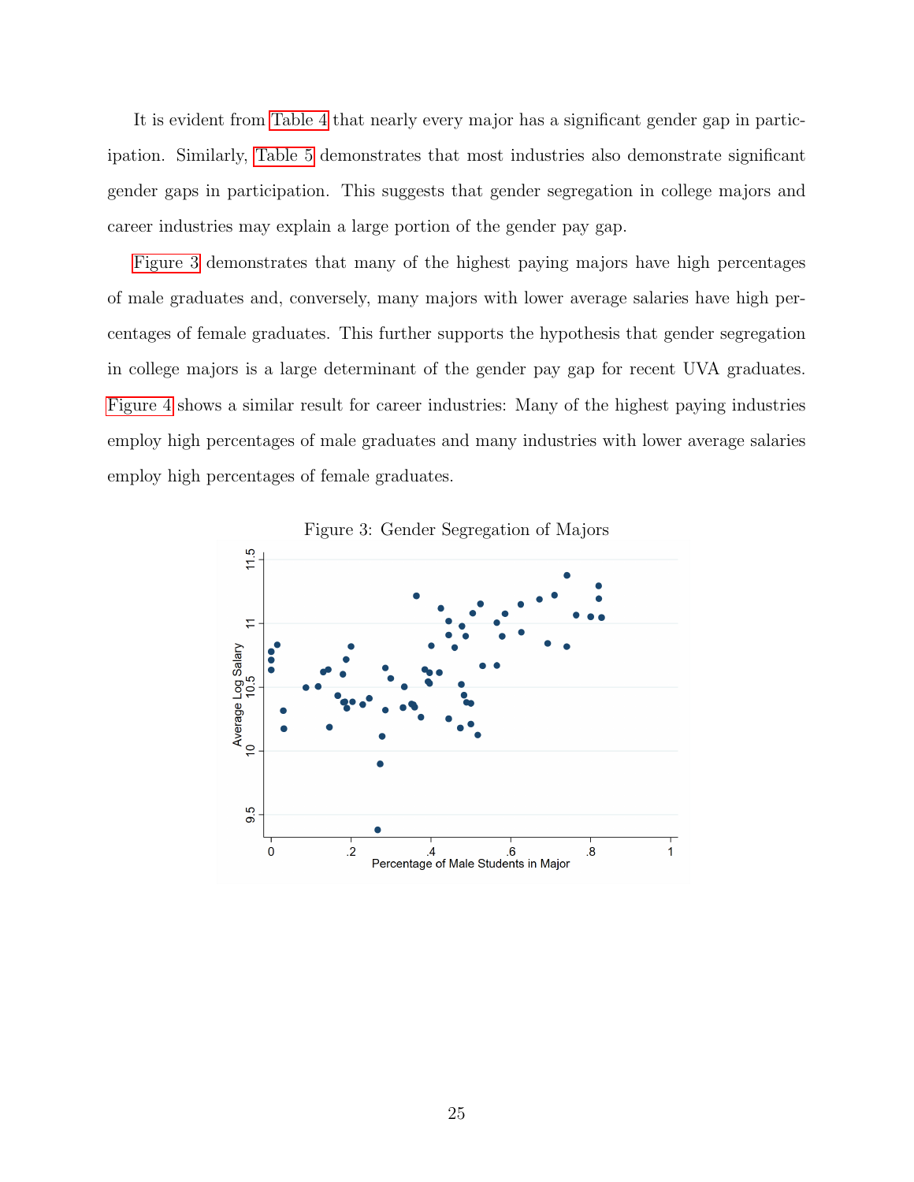It is evident from Table 4 that nearly every major has a significant gender gap in participation. Similarly, Table 5 demonstrates that most industries also demonstrate significant gender gaps in participation. This suggests that gender segregation in college majors and career industries may explain a large portion of the gender pay gap.

Figure 3 demonstrates that many of the highest paying majors have high percentages of male graduates and, conversely, many majors with lower average salaries have high percentages of female graduates. This further supports the hypothesis that gender segregation in college majors is a large determinant of the gender pay gap for recent UVA graduates. Figure 4 shows a similar result for career industries: Many of the highest paying industries employ high percentages of male graduates and many industries with lower average salaries employ high percentages of female graduates.

Figure 3: Gender Segregation of Majors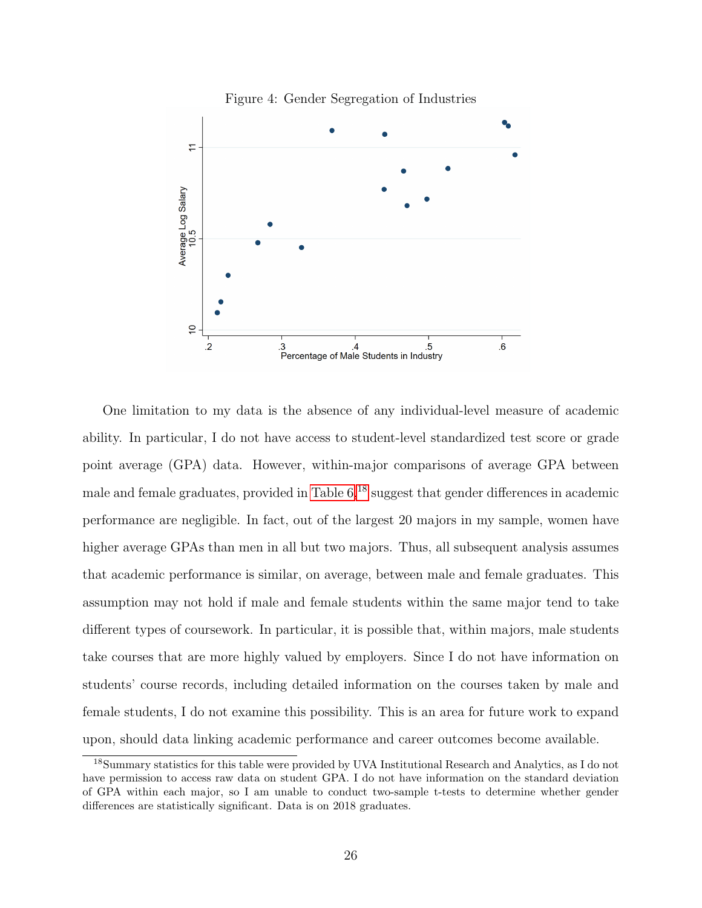Figure 4: Gender Segregation of Industries

One limitation to my data is the absence of any individual-level measure of academic ability. In particular, I do not have access to student-level standardized test score or grade point average (GPA) data. However, within-major comparisons of average GPA between male and female graduates, provided in Table 6,[18] suggest that gender differences in academic performance are negligible. In fact, out of the largest 20 majors in my sample, women have higher average GPAs than men in all but two majors. Thus, all subsequent analysis assumes that academic performance is similar, on average, between male and female graduates. This assumption may not hold if male and female students within the same major tend to take different types of coursework. In particular, it is possible that, within majors, male students take courses that are more highly valued by employers. Since I do not have information on students' course records, including detailed information on the courses taken by male and female students, I do not examine this possibility. This is an area for future work to expand upon, should data linking academic performance and career outcomes become available.

[18] Summary statistics for this table were provided by UVA Institutional Research and Analytics, as I do not have permission to access raw data on student GPA. I do not have information on the standard deviation of GPA within each major, so I am unable to conduct two-sample t-tests to determine whether gender differences are statistically significant. Data is on 2018 graduates.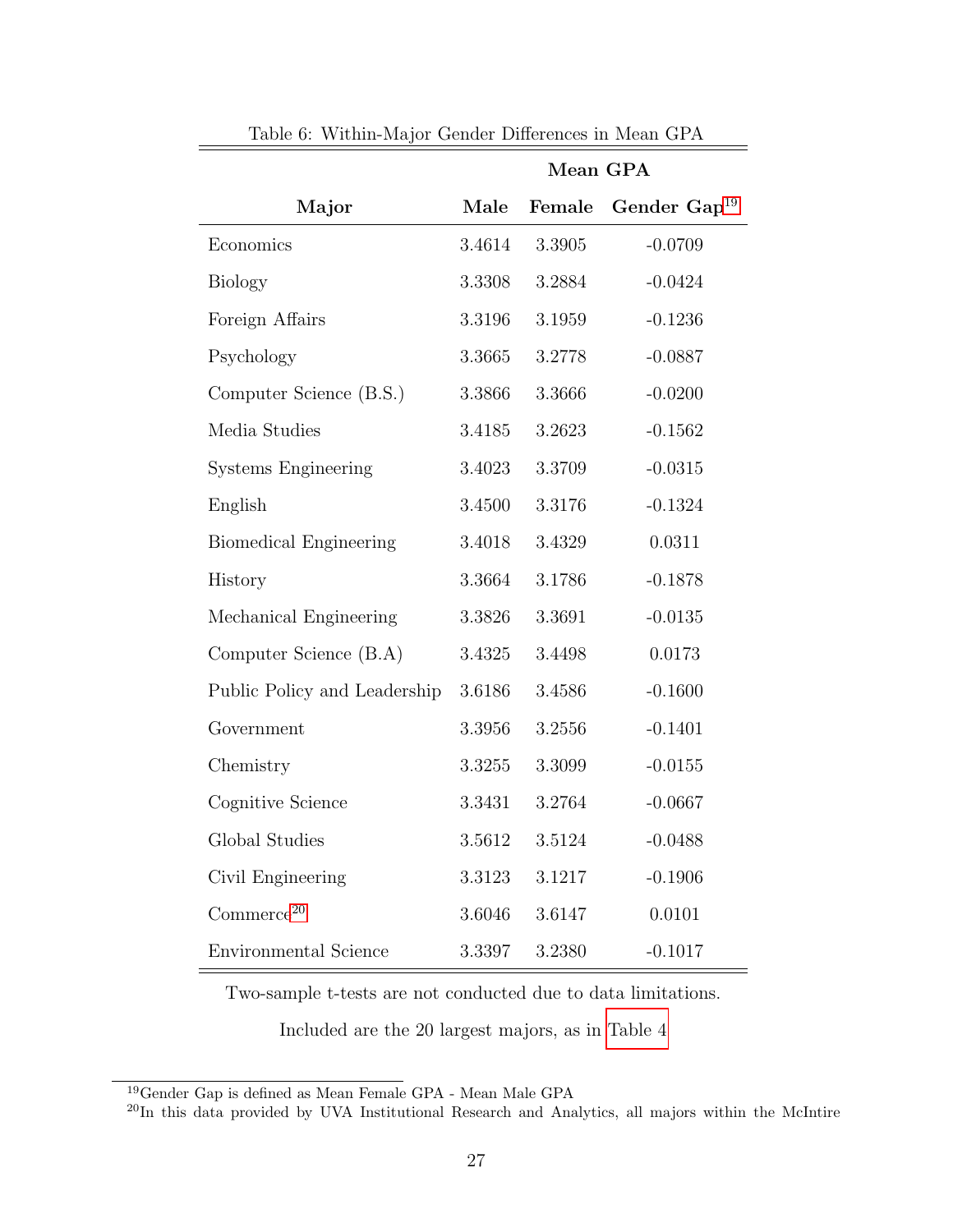Table 6: Within-Major Gender Differences in Mean GPA

| Major | Mean GPA | | |
|---|---|---|---|
| | Male | Female | Gender Gap[19] |
| Economics | 3.4614 | 3.3905 | -0.0709 |
| Biology | 3.3308 | 3.2884 | -0.0424 |
| Foreign Affairs | 3.3196 | 3.1959 | -0.1236 |
| Psychology | 3.3665 | 3.2778 | -0.0887 |
| Computer Science (B.S.) | 3.3866 | 3.3666 | -0.0200 |
| Media Studies | 3.4185 | 3.2623 | -0.1562 |
| Systems Engineering | 3.4023 | 3.3709 | -0.0315 |
| English | 3.4500 | 3.3176 | -0.1324 |
| Biomedical Engineering | 3.4018 | 3.4329 | 0.0311 |
| History | 3.3664 | 3.1786 | -0.1878 |
| Mechanical Engineering | 3.3826 | 3.3691 | -0.0135 |
| Computer Science (B.A) | 3.4325 | 3.4498 | 0.0173 |
| Public Policy and Leadership | 3.6186 | 3.4586 | -0.1600 |
| Government | 3.3956 | 3.2556 | -0.1401 |
| Chemistry | 3.3255 | 3.3099 | -0.0155 |
| Cognitive Science | 3.3431 | 3.2764 | -0.0667 |
| Global Studies | 3.5612 | 3.5124 | -0.0488 |
| Civil Engineering | 3.3123 | 3.1217 | -0.1906 |
| Commerce[20] | 3.6046 | 3.6147 | 0.0101 |
| Environmental Science | 3.3397 | 3.2380 | -0.1017 |

Two-sample t-tests are not conducted due to data limitations.

Included are the 20 largest majors, as in Table 4

[19] Gender Gap is defined as Mean Female GPA - Mean Male GPA

[20] In this data provided by UVA Institutional Research and Analytics, all majors within the McIntire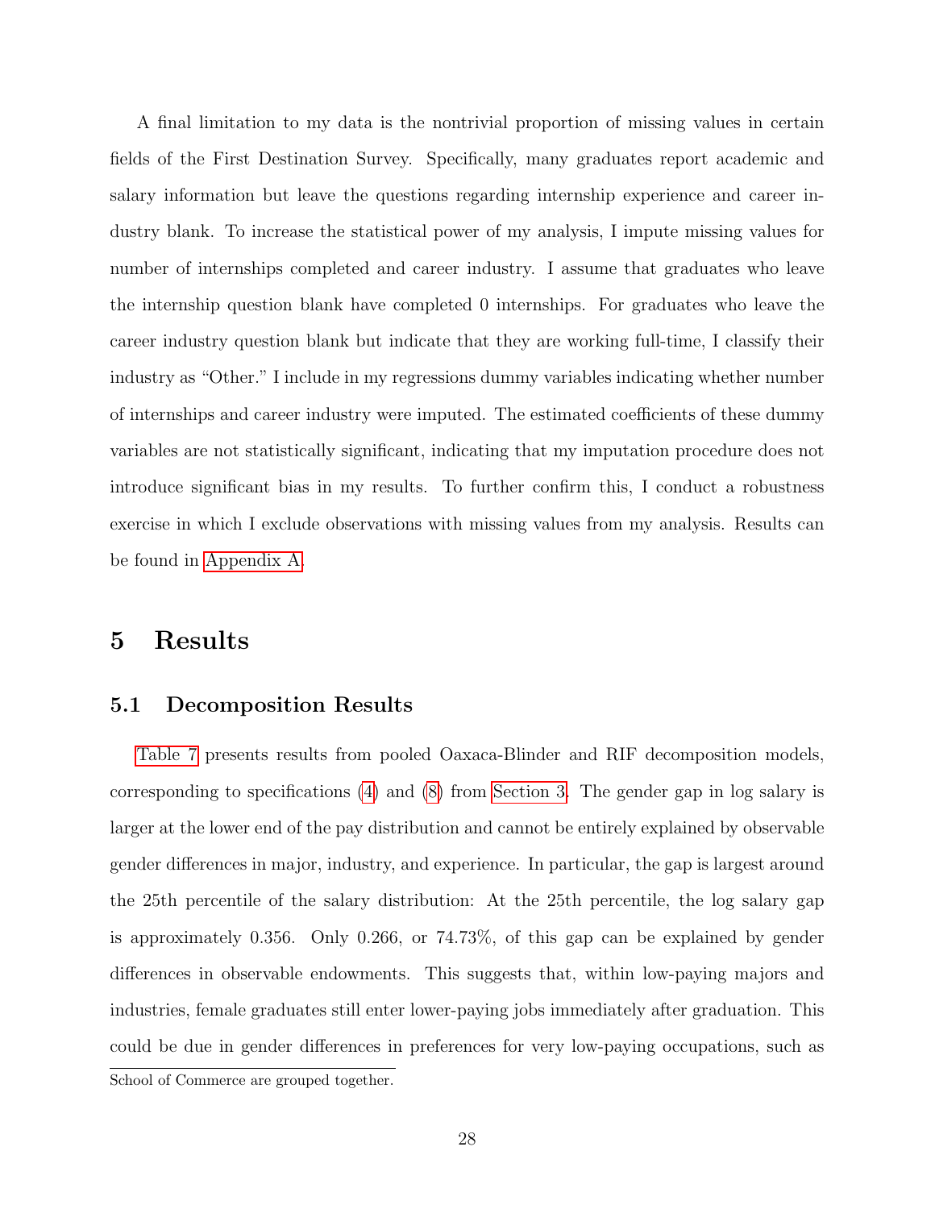A final limitation to my data is the nontrivial proportion of missing values in certain fields of the First Destination Survey. Specifically, many graduates report academic and salary information but leave the questions regarding internship experience and career industry blank. To increase the statistical power of my analysis, I impute missing values for number of internships completed and career industry. I assume that graduates who leave the internship question blank have completed 0 internships. For graduates who leave the career industry question blank but indicate that they are working full-time, I classify their industry as "Other." I include in my regressions dummy variables indicating whether number of internships and career industry were imputed. The estimated coefficients of these dummy variables are not statistically significant, indicating that my imputation procedure does not introduce significant bias in my results. To further confirm this, I conduct a robustness exercise in which I exclude observations with missing values from my analysis. Results can be found in Appendix A.

# 5 Results

## 5.1 Decomposition Results

Table 7 presents results from pooled Oaxaca-Blinder and RIF decomposition models, corresponding to specifications (4) and (8) from Section 3. The gender gap in log salary is larger at the lower end of the pay distribution and cannot be entirely explained by observable gender differences in major, industry, and experience. In particular, the gap is largest around the 25th percentile of the salary distribution: At the 25th percentile, the log salary gap is approximately 0.356. Only 0.266, or 74.73%, of this gap can be explained by gender differences in observable endowments. This suggests that, within low-paying majors and industries, female graduates still enter lower-paying jobs immediately after graduation. This could be due in gender differences in preferences for very low-paying occupations, such as

School of Commerce are grouped together.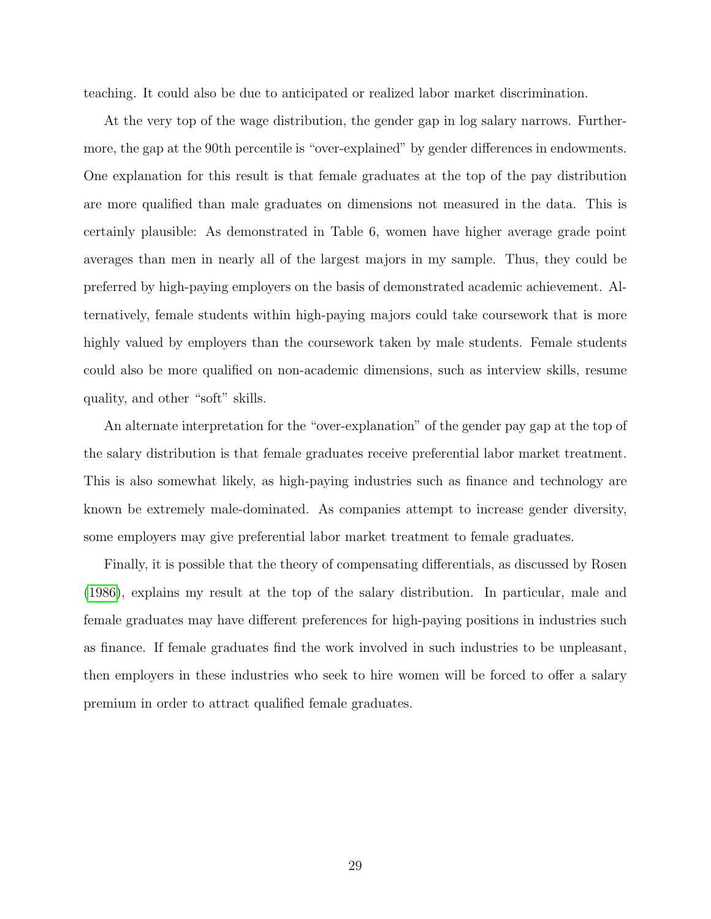teaching. It could also be due to anticipated or realized labor market discrimination.

At the very top of the wage distribution, the gender gap in log salary narrows. Furthermore, the gap at the 90th percentile is "over-explained" by gender differences in endowments. One explanation for this result is that female graduates at the top of the pay distribution are more qualified than male graduates on dimensions not measured in the data. This is certainly plausible: As demonstrated in Table 6, women have higher average grade point averages than men in nearly all of the largest majors in my sample. Thus, they could be preferred by high-paying employers on the basis of demonstrated academic achievement. Alternatively, female students within high-paying majors could take coursework that is more highly valued by employers than the coursework taken by male students. Female students could also be more qualified on non-academic dimensions, such as interview skills, resume quality, and other "soft" skills.

An alternate interpretation for the "over-explanation" of the gender pay gap at the top of the salary distribution is that female graduates receive preferential labor market treatment. This is also somewhat likely, as high-paying industries such as finance and technology are known be extremely male-dominated. As companies attempt to increase gender diversity, some employers may give preferential labor market treatment to female graduates.

Finally, it is possible that the theory of compensating differentials, as discussed by Rosen (1986), explains my result at the top of the salary distribution. In particular, male and female graduates may have different preferences for high-paying positions in industries such as finance. If female graduates find the work involved in such industries to be unpleasant, then employers in these industries who seek to hire women will be forced to offer a salary premium in order to attract qualified female graduates.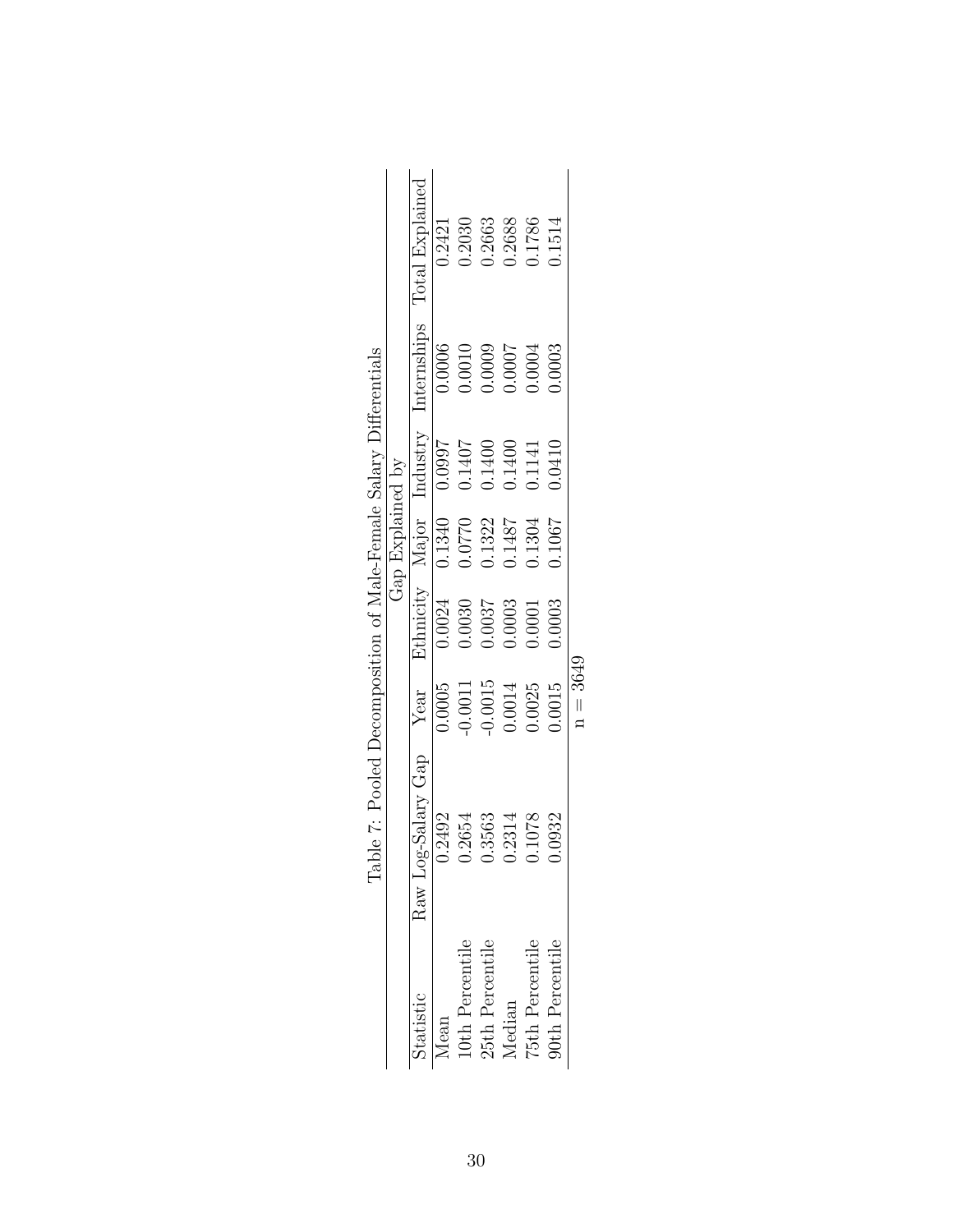Table 7: Pooled Decomposition of Male-Female Salary Differentials

| Statistic | Raw Log-Salary Gap | Gap Explained by | | | | | |
|---|---|---|---|---|---|---|---|
| | | Year | Ethnicity | Major | Industry | Internships | Total Explained |
| Mean | 0.2492 | 0.0005 | 0.0024 | 0.1340 | 0.0997 | 0.0006 | 0.2421 |
| 10th Percentile | 0.2654 | -0.0011 | 0.0030 | 0.0770 | 0.1407 | 0.0010 | 0.2030 |
| 25th Percentile | 0.3563 | -0.0015 | 0.0037 | 0.1322 | 0.1400 | 0.0009 | 0.2663 |
| Median | 0.2314 | 0.0014 | 0.0003 | 0.1487 | 0.1400 | 0.0007 | 0.2688 |
| 75th Percentile | 0.1078 | 0.0025 | 0.0001 | 0.1304 | 0.1141 | 0.0004 | 0.1786 |
| 90th Percentile | 0.0932 | 0.0015 | 0.0003 | 0.1067 | 0.0410 | 0.0003 | 0.1514 |

n = 3649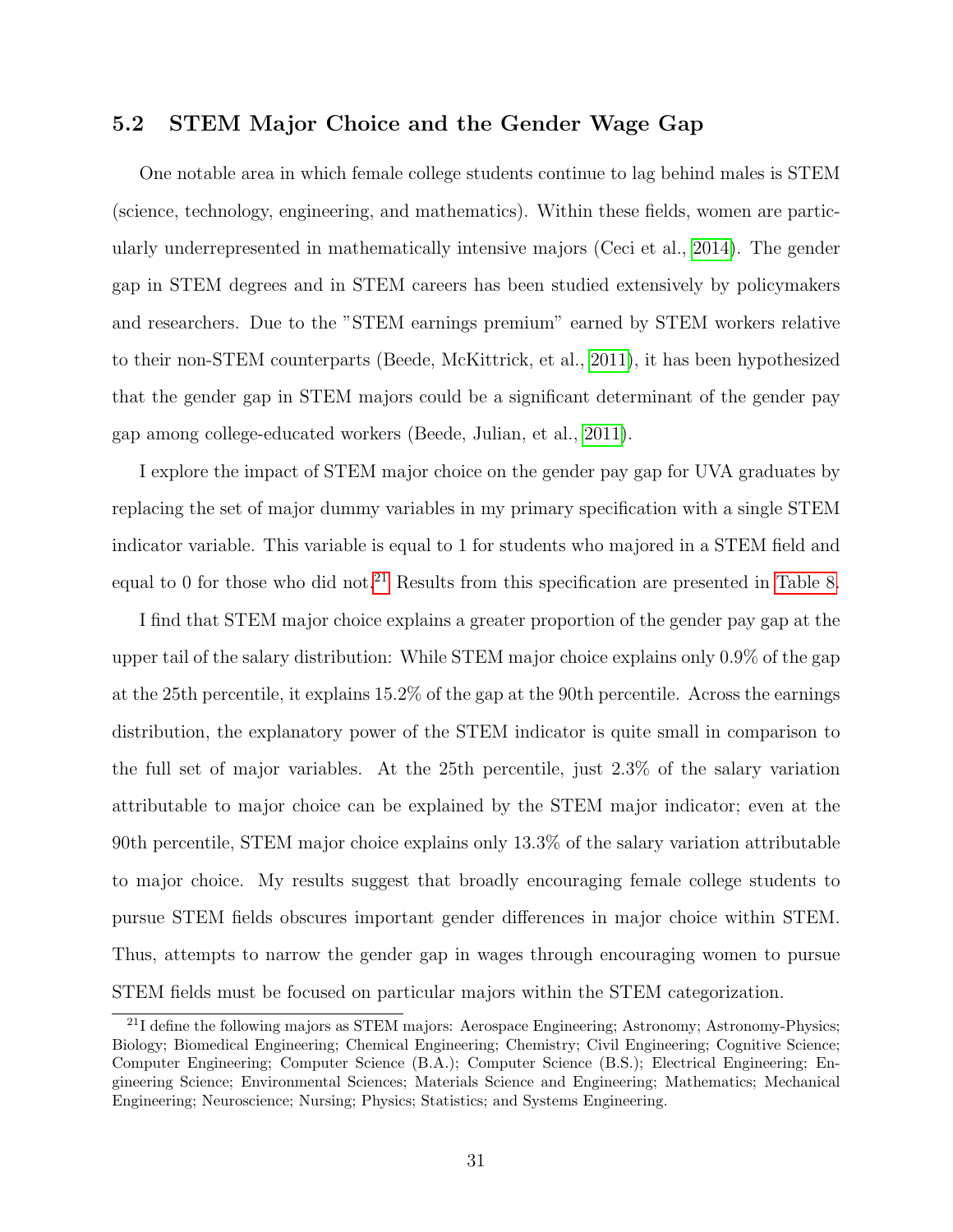## 5.2 STEM Major Choice and the Gender Wage Gap

One notable area in which female college students continue to lag behind males is STEM (science, technology, engineering, and mathematics). Within these fields, women are particularly underrepresented in mathematically intensive majors (Ceci et al., 2014). The gender gap in STEM degrees and in STEM careers has been studied extensively by policymakers and researchers. Due to the "STEM earnings premium" earned by STEM workers relative to their non-STEM counterparts (Beede, McKittrick, et al., 2011), it has been hypothesized that the gender gap in STEM majors could be a significant determinant of the gender pay gap among college-educated workers (Beede, Julian, et al., 2011).

I explore the impact of STEM major choice on the gender pay gap for UVA graduates by replacing the set of major dummy variables in my primary specification with a single STEM indicator variable. This variable is equal to 1 for students who majored in a STEM field and equal to 0 for those who did not.[21] Results from this specification are presented in Table 8.

I find that STEM major choice explains a greater proportion of the gender pay gap at the upper tail of the salary distribution: While STEM major choice explains only 0.9% of the gap at the 25th percentile, it explains 15.2% of the gap at the 90th percentile. Across the earnings distribution, the explanatory power of the STEM indicator is quite small in comparison to the full set of major variables. At the 25th percentile, just 2.3% of the salary variation attributable to major choice can be explained by the STEM major indicator; even at the 90th percentile, STEM major choice explains only 13.3% of the salary variation attributable to major choice. My results suggest that broadly encouraging female college students to pursue STEM fields obscures important gender differences in major choice within STEM. Thus, attempts to narrow the gender gap in wages through encouraging women to pursue STEM fields must be focused on particular majors within the STEM categorization.

[21] I define the following majors as STEM majors: Aerospace Engineering; Astronomy; Astronomy-Physics; Biology; Biomedical Engineering; Chemical Engineering; Chemistry; Civil Engineering; Cognitive Science; Computer Engineering; Computer Science (B.A.); Computer Science (B.S.); Electrical Engineering; Engineering Science; Environmental Sciences; Materials Science and Engineering; Mathematics; Mechanical Engineering; Neuroscience; Nursing; Physics; Statistics; and Systems Engineering.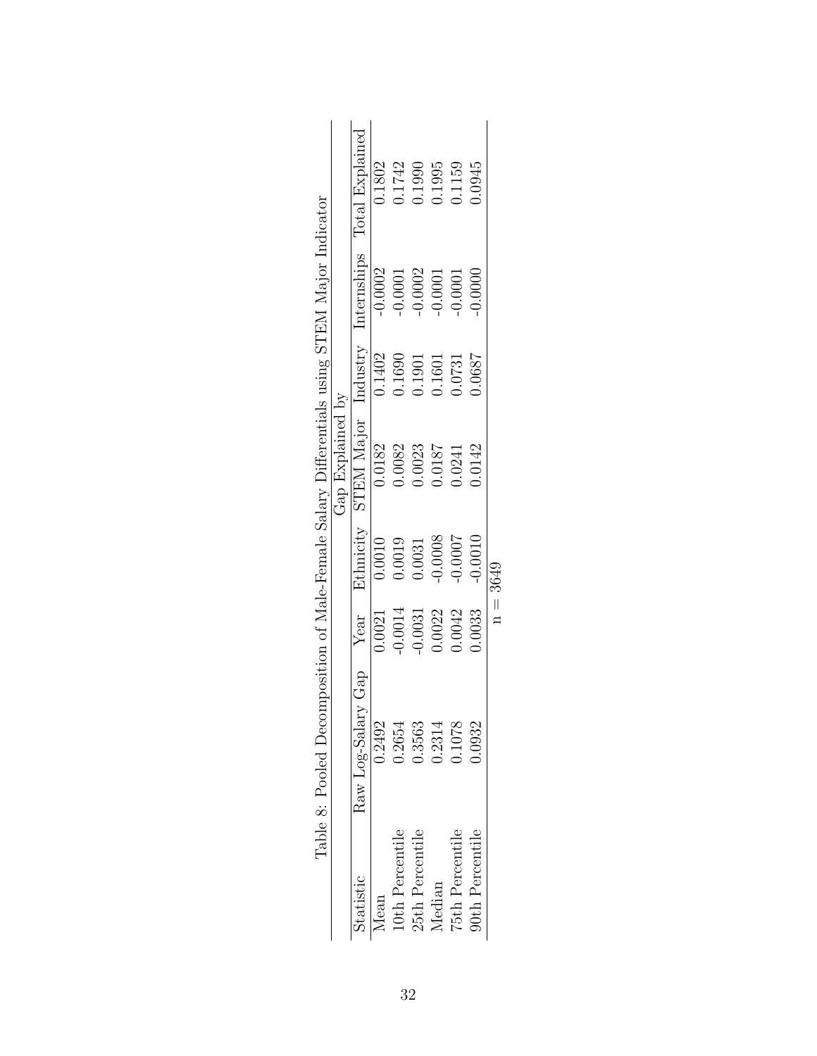Table 8: Pooled Decomposition of Male-Female Salary Differentials using STEM Major Indicator

| Statistic | Raw Log-Salary Gap | Gap Explained by | | | | | |
|---|---|---|---|---|---|---|---|
| | | Year | Ethnicity | STEM Major | Industry | Internships | Total Explained |
| Mean | 0.2492 | 0.0021 | 0.0010 | 0.0182 | 0.1402 | -0.0002 | 0.1802 |
| 10th Percentile | 0.2654 | -0.0014 | 0.0019 | 0.0082 | 0.1690 | -0.0001 | 0.1742 |
| 25th Percentile | 0.3563 | -0.0031 | 0.0031 | 0.0023 | 0.1901 | -0.0002 | 0.1990 |
| Median | 0.2314 | 0.0022 | -0.0008 | 0.0187 | 0.1601 | -0.0001 | 0.1995 |
| 75th Percentile | 0.1078 | 0.0042 | -0.0007 | 0.0241 | 0.0731 | -0.0001 | 0.1159 |
| 90th Percentile | 0.0932 | 0.0033 | -0.0010 | 0.0142 | 0.0687 | -0.0000 | 0.0945 |

$n = 3649$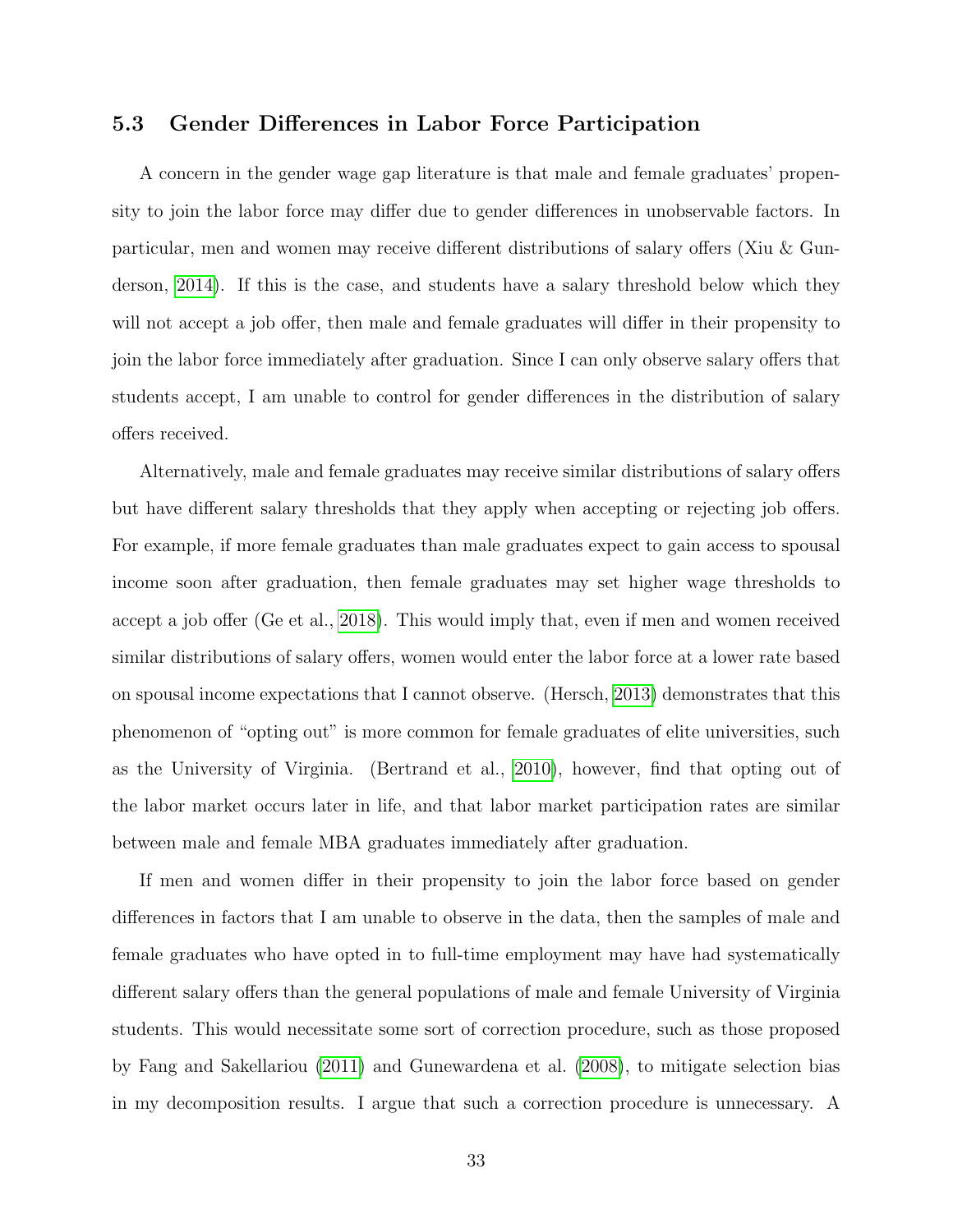### 5.3 Gender Differences in Labor Force Participation

A concern in the gender wage gap literature is that male and female graduates' propensity to join the labor force may differ due to gender differences in unobservable factors. In particular, men and women may receive different distributions of salary offers (Xiu & Gunderson, 2014). If this is the case, and students have a salary threshold below which they will not accept a job offer, then male and female graduates will differ in their propensity to join the labor force immediately after graduation. Since I can only observe salary offers that students accept, I am unable to control for gender differences in the distribution of salary offers received.

Alternatively, male and female graduates may receive similar distributions of salary offers but have different salary thresholds that they apply when accepting or rejecting job offers. For example, if more female graduates than male graduates expect to gain access to spousal income soon after graduation, then female graduates may set higher wage thresholds to accept a job offer (Ge et al., 2018). This would imply that, even if men and women received similar distributions of salary offers, women would enter the labor force at a lower rate based on spousal income expectations that I cannot observe. (Hersch, 2013) demonstrates that this phenomenon of "opting out" is more common for female graduates of elite universities, such as the University of Virginia. (Bertrand et al., 2010), however, find that opting out of the labor market occurs later in life, and that labor market participation rates are similar between male and female MBA graduates immediately after graduation.

If men and women differ in their propensity to join the labor force based on gender differences in factors that I am unable to observe in the data, then the samples of male and female graduates who have opted in to full-time employment may have had systematically different salary offers than the general populations of male and female University of Virginia students. This would necessitate some sort of correction procedure, such as those proposed by Fang and Sakellariou (2011) and Gunewardena et al. (2008), to mitigate selection bias in my decomposition results. I argue that such a correction procedure is unnecessary. A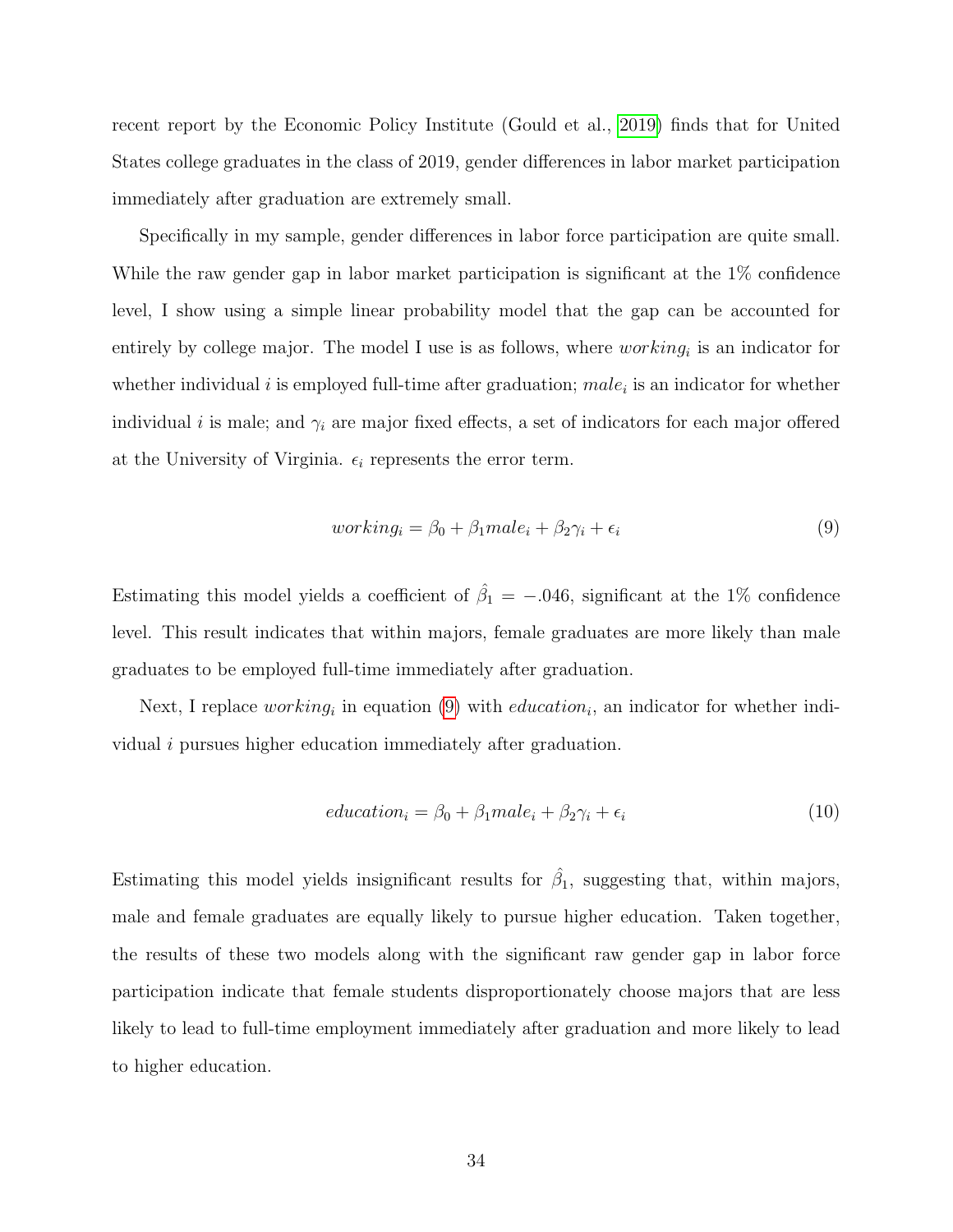recent report by the Economic Policy Institute (Gould et al., 2019) finds that for United States college graduates in the class of 2019, gender differences in labor market participation immediately after graduation are extremely small.

Specifically in my sample, gender differences in labor force participation are quite small. While the raw gender gap in labor market participation is significant at the 1% confidence level, I show using a simple linear probability model that the gap can be accounted for entirely by college major. The model I use is as follows, where $working_i$ is an indicator for whether individual $i$ is employed full-time after graduation; $male_i$ is an indicator for whether individual $i$ is male; and $\gamma_i$ are major fixed effects, a set of indicators for each major offered at the University of Virginia. $\epsilon_i$ represents the error term.

$$working_i = \beta_0 + \beta_1 male_i + \beta_2 \gamma_i + \epsilon_i \tag{9}$$

Estimating this model yields a coefficient of $\hat{\beta}_1 = -.046$, significant at the 1% confidence level. This result indicates that within majors, female graduates are more likely than male graduates to be employed full-time immediately after graduation.

Next, I replace $working_i$ in equation (9) with $education_i$, an indicator for whether individual $i$ pursues higher education immediately after graduation.

$$education_i = \beta_0 + \beta_1 male_i + \beta_2 \gamma_i + \epsilon_i \tag{10}$$

Estimating this model yields insignificant results for $\hat{\beta}_1$, suggesting that, within majors, male and female graduates are equally likely to pursue higher education. Taken together, the results of these two models along with the significant raw gender gap in labor force participation indicate that female students disproportionately choose majors that are less likely to lead to full-time employment immediately after graduation and more likely to lead to higher education.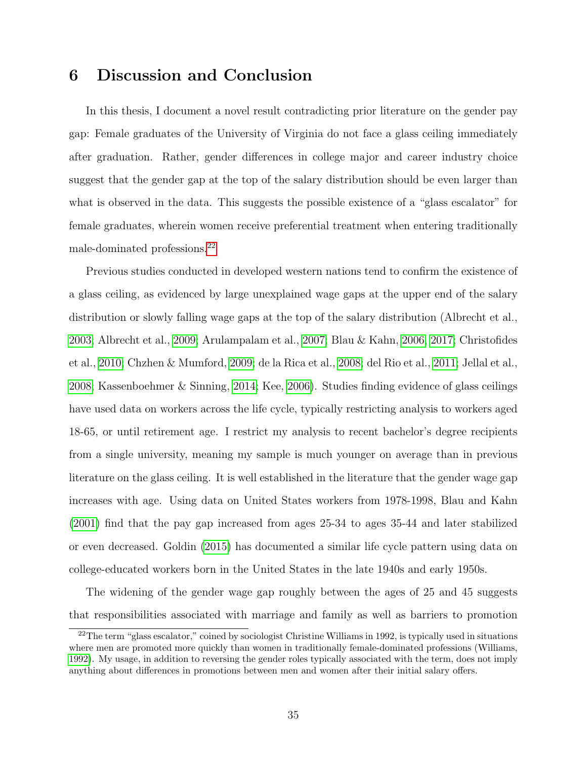# 6 Discussion and Conclusion

In this thesis, I document a novel result contradicting prior literature on the gender pay gap: Female graduates of the University of Virginia do not face a glass ceiling immediately after graduation. Rather, gender differences in college major and career industry choice suggest that the gender gap at the top of the salary distribution should be even larger than what is observed in the data. This suggests the possible existence of a "glass escalator" for female graduates, wherein women receive preferential treatment when entering traditionally male-dominated professions.[22]

Previous studies conducted in developed western nations tend to confirm the existence of a glass ceiling, as evidenced by large unexplained wage gaps at the upper end of the salary distribution or slowly falling wage gaps at the top of the salary distribution (Albrecht et al., 2003; Albrecht et al., 2009; Arulampalam et al., 2007; Blau & Kahn, 2006, 2017; Christofides et al., 2010; Chzhen & Mumford, 2009; de la Rica et al., 2008; del Rio et al., 2011; Jellal et al., 2008; Kassenboehmer & Sinning, 2014; Kee, 2006). Studies finding evidence of glass ceilings have used data on workers across the life cycle, typically restricting analysis to workers aged 18-65, or until retirement age. I restrict my analysis to recent bachelor's degree recipients from a single university, meaning my sample is much younger on average than in previous literature on the glass ceiling. It is well established in the literature that the gender wage gap increases with age. Using data on United States workers from 1978-1998, Blau and Kahn (2001) find that the pay gap increased from ages 25-34 to ages 35-44 and later stabilized or even decreased. Goldin (2015) has documented a similar life cycle pattern using data on college-educated workers born in the United States in the late 1940s and early 1950s.

The widening of the gender wage gap roughly between the ages of 25 and 45 suggests that responsibilities associated with marriage and family as well as barriers to promotion

[22] The term "glass escalator," coined by sociologist Christine Williams in 1992, is typically used in situations where men are promoted more quickly than women in traditionally female-dominated professions (Williams, 1992). My usage, in addition to reversing the gender roles typically associated with the term, does not imply anything about differences in promotions between men and women after their initial salary offers.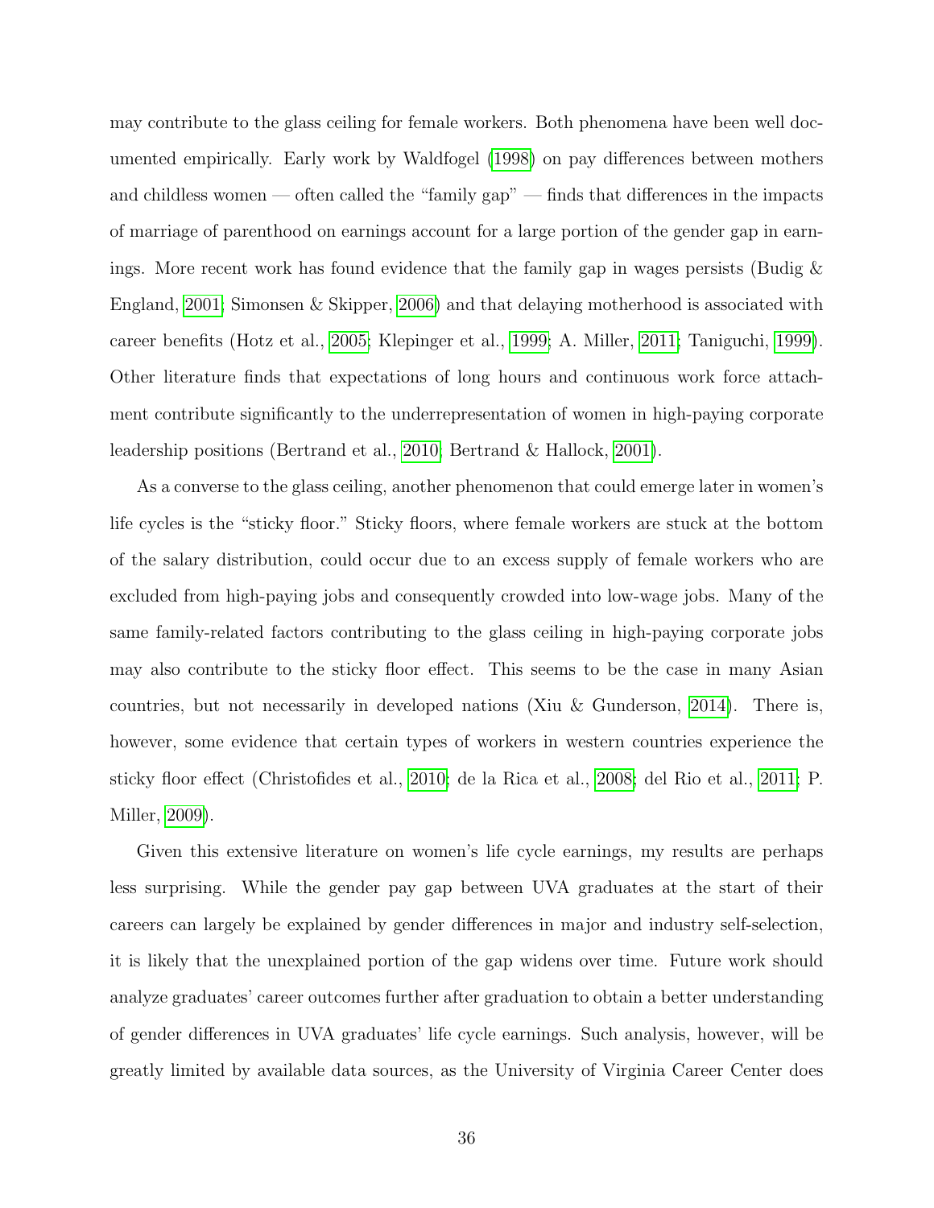may contribute to the glass ceiling for female workers. Both phenomena have been well documented empirically. Early work by Waldfogel (1998) on pay differences between mothers and childless women — often called the "family gap" — finds that differences in the impacts of marriage of parenthood on earnings account for a large portion of the gender gap in earnings. More recent work has found evidence that the family gap in wages persists (Budig & England, 2001; Simonsen & Skipper, 2006) and that delaying motherhood is associated with career benefits (Hotz et al., 2005; Klepinger et al., 1999; A. Miller, 2011; Taniguchi, 1999). Other literature finds that expectations of long hours and continuous work force attachment contribute significantly to the underrepresentation of women in high-paying corporate leadership positions (Bertrand et al., 2010; Bertrand & Hallock, 2001).

As a converse to the glass ceiling, another phenomenon that could emerge later in women's life cycles is the "sticky floor." Sticky floors, where female workers are stuck at the bottom of the salary distribution, could occur due to an excess supply of female workers who are excluded from high-paying jobs and consequently crowded into low-wage jobs. Many of the same family-related factors contributing to the glass ceiling in high-paying corporate jobs may also contribute to the sticky floor effect. This seems to be the case in many Asian countries, but not necessarily in developed nations (Xiu & Gunderson, 2014). There is, however, some evidence that certain types of workers in western countries experience the sticky floor effect (Christofides et al., 2010; de la Rica et al., 2008; del Rio et al., 2011; P. Miller, 2009).

Given this extensive literature on women's life cycle earnings, my results are perhaps less surprising. While the gender pay gap between UVA graduates at the start of their careers can largely be explained by gender differences in major and industry self-selection, it is likely that the unexplained portion of the gap widens over time. Future work should analyze graduates' career outcomes further after graduation to obtain a better understanding of gender differences in UVA graduates' life cycle earnings. Such analysis, however, will be greatly limited by available data sources, as the University of Virginia Career Center does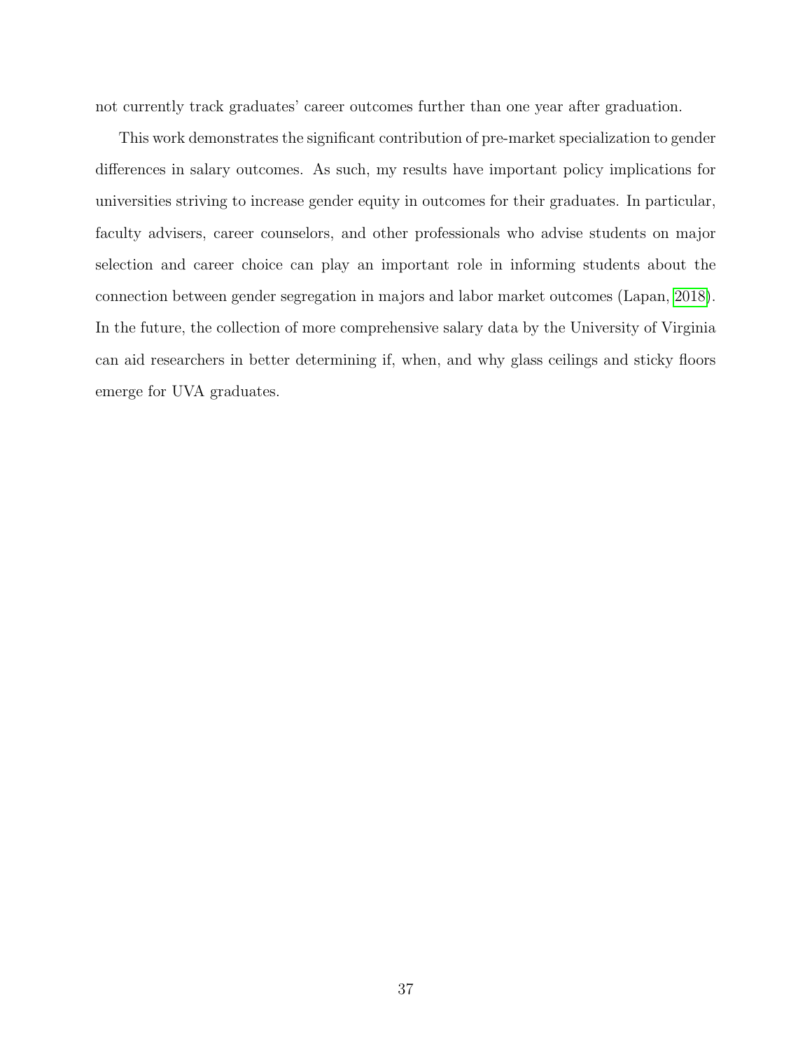not currently track graduates' career outcomes further than one year after graduation.

This work demonstrates the significant contribution of pre-market specialization to gender differences in salary outcomes. As such, my results have important policy implications for universities striving to increase gender equity in outcomes for their graduates. In particular, faculty advisers, career counselors, and other professionals who advise students on major selection and career choice can play an important role in informing students about the connection between gender segregation in majors and labor market outcomes (Lapan, 2018). In the future, the collection of more comprehensive salary data by the University of Virginia can aid researchers in better determining if, when, and why glass ceilings and sticky floors emerge for UVA graduates.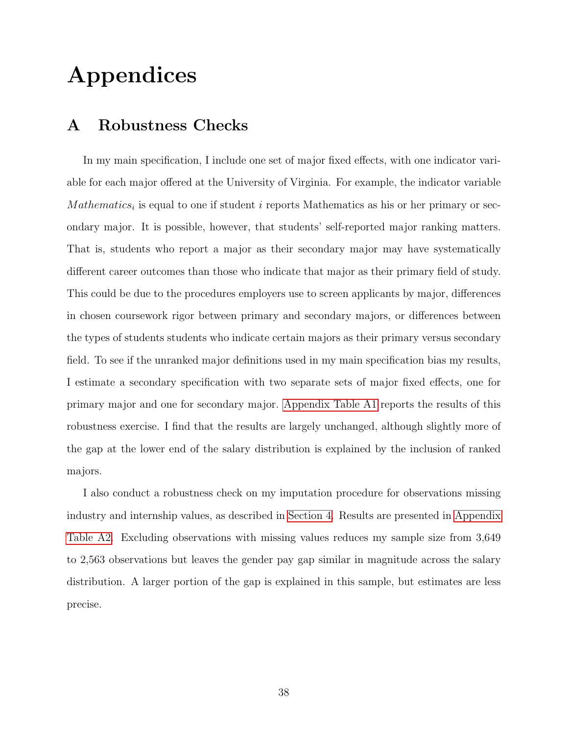# Appendices

## A Robustness Checks

In my main specification, I include one set of major fixed effects, with one indicator variable for each major offered at the University of Virginia. For example, the indicator variable $Mathematics_i$ is equal to one if student $i$ reports Mathematics as his or her primary or secondary major. It is possible, however, that students' self-reported major ranking matters. That is, students who report a major as their secondary major may have systematically different career outcomes than those who indicate that major as their primary field of study. This could be due to the procedures employers use to screen applicants by major, differences in chosen coursework rigor between primary and secondary majors, or differences between the types of students students who indicate certain majors as their primary versus secondary field. To see if the unranked major definitions used in my main specification bias my results, I estimate a secondary specification with two separate sets of major fixed effects, one for primary major and one for secondary major. Appendix Table A1 reports the results of this robustness exercise. I find that the results are largely unchanged, although slightly more of the gap at the lower end of the salary distribution is explained by the inclusion of ranked majors.

I also conduct a robustness check on my imputation procedure for observations missing industry and internship values, as described in Section 4. Results are presented in Appendix Table A2. Excluding observations with missing values reduces my sample size from 3,649 to 2,563 observations but leaves the gender pay gap similar in magnitude across the salary distribution. A larger portion of the gap is explained in this sample, but estimates are less precise.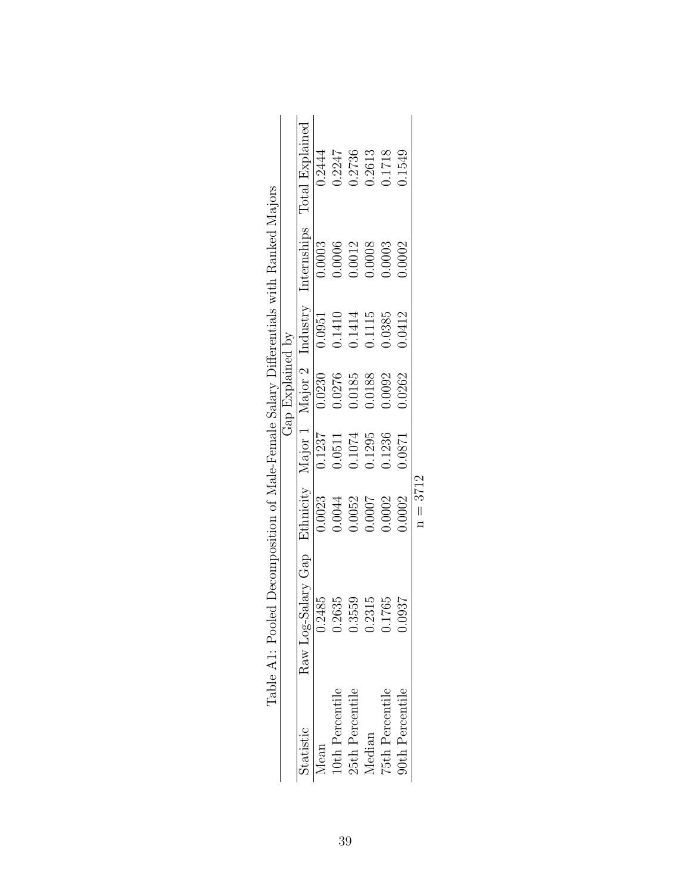Table A1: Pooled Decomposition of Male-Female Salary Differentials with Ranked Majors

| Statistic | Raw Log-Salary Gap | Gap Explained by | | | | | |
|---|---|---|---|---|---|---|---|
| | | Ethnicity | Major 1 | Major 2 | Industry | Internships | Total Explained |
| Mean | 0.2485 | 0.0023 | 0.1237 | 0.0230 | 0.0951 | 0.0003 | 0.2444 |
| 10th Percentile | 0.2635 | 0.0044 | 0.0511 | 0.0276 | 0.1410 | 0.0006 | 0.2247 |
| 25th Percentile | 0.3559 | 0.0052 | 0.1074 | 0.0185 | 0.1414 | 0.0012 | 0.2736 |
| Median | 0.2315 | 0.0007 | 0.1295 | 0.0188 | 0.1115 | 0.0008 | 0.2613 |
| 75th Percentile | 0.1765 | 0.0002 | 0.1236 | 0.0092 | 0.0385 | 0.0003 | 0.1718 |
| 90th Percentile | 0.0937 | 0.0002 | 0.0871 | 0.0262 | 0.0412 | 0.0002 | 0.1549 |

n = 3712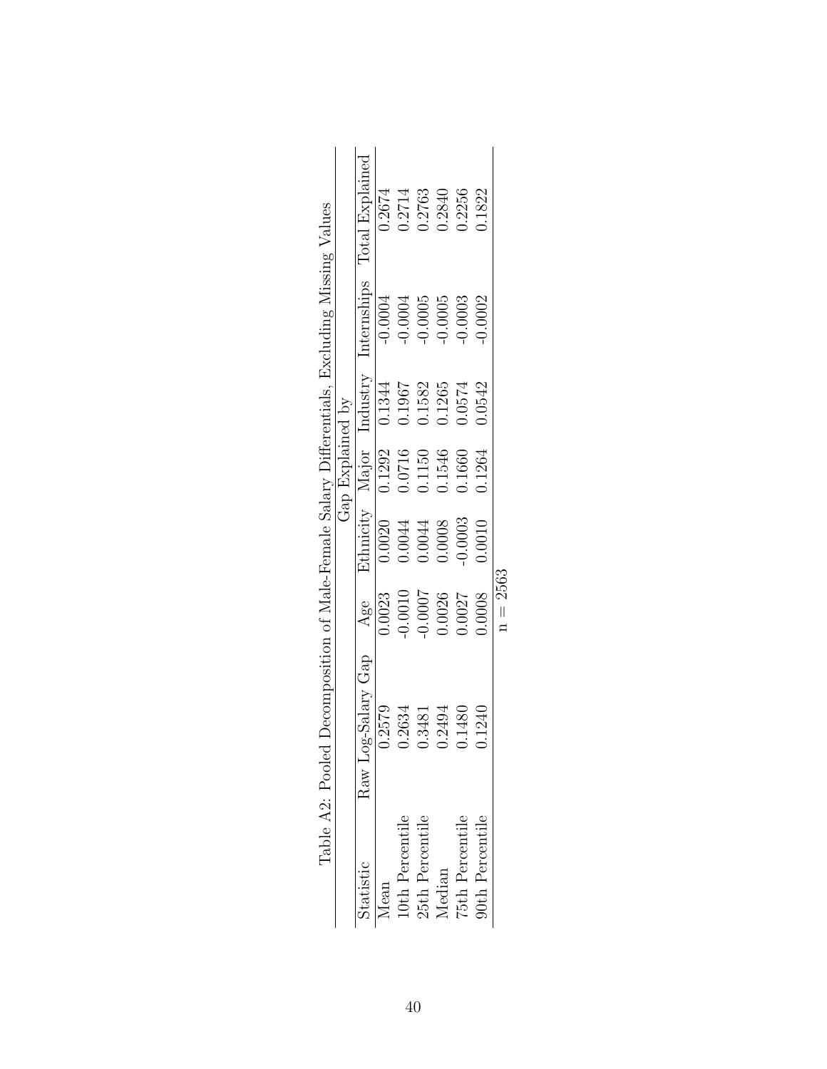Table A2: Pooled Decomposition of Male-Female Salary Differentials, Excluding Missing Values

| Statistic | Raw Log-Salary Gap | Gap Explained by | | | | | |
|---|---|---|---|---|---|---|---|
| | | Age | Ethnicity | Major | Industry | Internships | Total Explained |
| Mean | 0.2579 | 0.0023 | 0.0020 | 0.1292 | 0.1344 | -0.0004 | 0.2674 |
| 10th Percentile | 0.2634 | -0.0010 | 0.0044 | 0.0716 | 0.1967 | -0.0004 | 0.2714 |
| 25th Percentile | 0.3481 | -0.0007 | 0.0044 | 0.1150 | 0.1582 | -0.0005 | 0.2763 |
| Median | 0.2494 | 0.0026 | 0.0008 | 0.1546 | 0.1265 | -0.0005 | 0.2840 |
| 75th Percentile | 0.1480 | 0.0027 | -0.0003 | 0.1660 | 0.0574 | -0.0003 | 0.2256 |
| 90th Percentile | 0.1240 | 0.0008 | 0.0010 | 0.1264 | 0.0542 | -0.0002 | 0.1822 |

$n = 2563$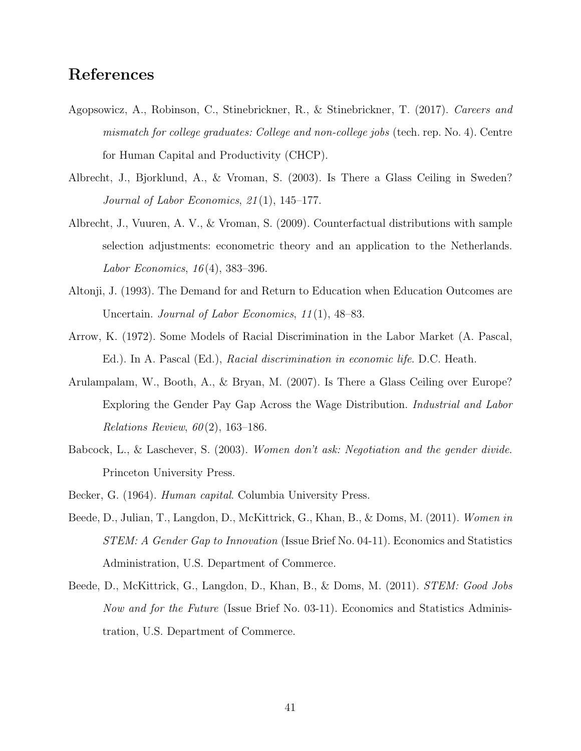## References

Agopsowicz, A., Robinson, C., Stinebrickner, R., & Stinebrickner, T. (2017). *Careers and mismatch for college graduates: College and non-college jobs* (tech. rep. No. 4). Centre for Human Capital and Productivity (CHCP).

Albrecht, J., Bjorklund, A., & Vroman, S. (2003). Is There a Glass Ceiling in Sweden? *Journal of Labor Economics*, *21*(1), 145–177.

Albrecht, J., Vuuren, A. V., & Vroman, S. (2009). Counterfactual distributions with sample selection adjustments: econometric theory and an application to the Netherlands. *Labor Economics*, *16*(4), 383–396.

Altonji, J. (1993). The Demand for and Return to Education when Education Outcomes are Uncertain. *Journal of Labor Economics*, *11*(1), 48–83.

Arrow, K. (1972). Some Models of Racial Discrimination in the Labor Market (A. Pascal, Ed.). In A. Pascal (Ed.), *Racial discrimination in economic life*. D.C. Heath.

Arulampalam, W., Booth, A., & Bryan, M. (2007). Is There a Glass Ceiling over Europe? Exploring the Gender Pay Gap Across the Wage Distribution. *Industrial and Labor Relations Review*, *60*(2), 163–186.

Babcock, L., & Laschever, S. (2003). *Women don't ask: Negotiation and the gender divide*. Princeton University Press.

Becker, G. (1964). *Human capital*. Columbia University Press.

Beede, D., Julian, T., Langdon, D., McKittrick, G., Khan, B., & Doms, M. (2011). *Women in STEM: A Gender Gap to Innovation* (Issue Brief No. 04-11). Economics and Statistics Administration, U.S. Department of Commerce.

Beede, D., McKittrick, G., Langdon, D., Khan, B., & Doms, M. (2011). *STEM: Good Jobs Now and for the Future* (Issue Brief No. 03-11). Economics and Statistics Administration, U.S. Department of Commerce.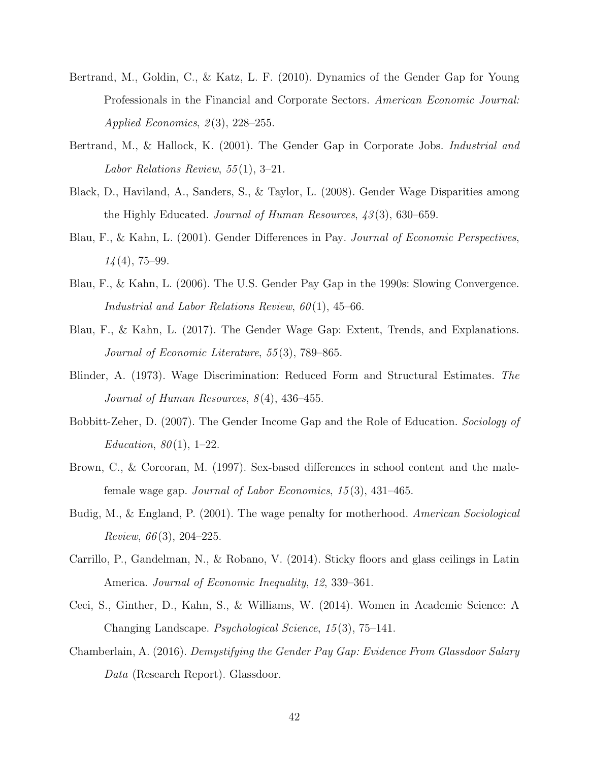Bertrand, M., Goldin, C., & Katz, L. F. (2010). Dynamics of the Gender Gap for Young Professionals in the Financial and Corporate Sectors. *American Economic Journal: Applied Economics*, *2*(3), 228–255.

Bertrand, M., & Hallock, K. (2001). The Gender Gap in Corporate Jobs. *Industrial and Labor Relations Review*, *55*(1), 3–21.

Black, D., Haviland, A., Sanders, S., & Taylor, L. (2008). Gender Wage Disparities among the Highly Educated. *Journal of Human Resources*, *43*(3), 630–659.

Blau, F., & Kahn, L. (2001). Gender Differences in Pay. *Journal of Economic Perspectives*, *14*(4), 75–99.

Blau, F., & Kahn, L. (2006). The U.S. Gender Pay Gap in the 1990s: Slowing Convergence. *Industrial and Labor Relations Review*, *60*(1), 45–66.

Blau, F., & Kahn, L. (2017). The Gender Wage Gap: Extent, Trends, and Explanations. *Journal of Economic Literature*, *55*(3), 789–865.

Blinder, A. (1973). Wage Discrimination: Reduced Form and Structural Estimates. *The Journal of Human Resources*, *8*(4), 436–455.

Bobbitt-Zeher, D. (2007). The Gender Income Gap and the Role of Education. *Sociology of Education*, *80*(1), 1–22.

Brown, C., & Corcoran, M. (1997). Sex-based differences in school content and the male-female wage gap. *Journal of Labor Economics*, *15*(3), 431–465.

Budig, M., & England, P. (2001). The wage penalty for motherhood. *American Sociological Review*, *66*(3), 204–225.

Carrillo, P., Gandelman, N., & Robano, V. (2014). Sticky floors and glass ceilings in Latin America. *Journal of Economic Inequality*, *12*, 339–361.

Ceci, S., Ginther, D., Kahn, S., & Williams, W. (2014). Women in Academic Science: A Changing Landscape. *Psychological Science*, *15*(3), 75–141.

Chamberlain, A. (2016). *Demystifying the Gender Pay Gap: Evidence From Glassdoor Salary Data* (Research Report). Glassdoor.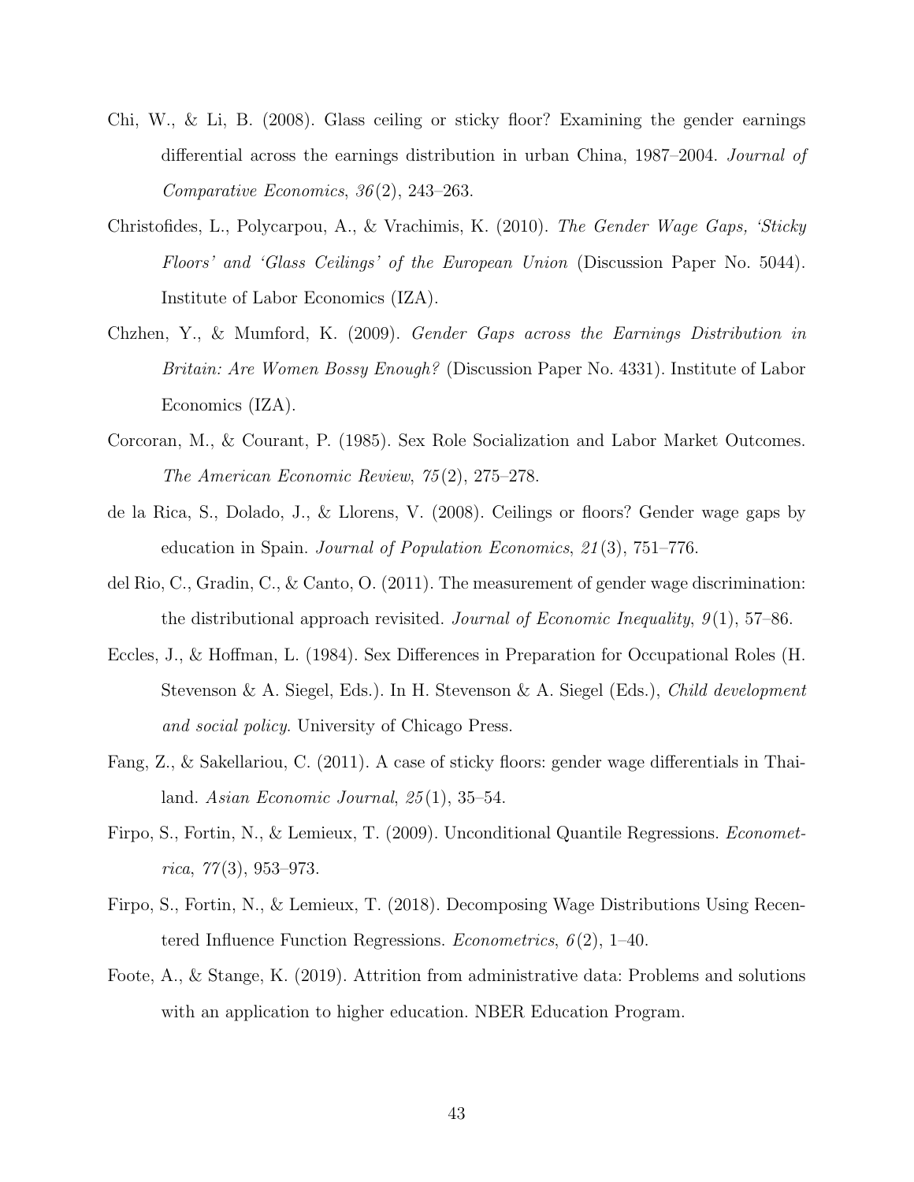Chi, W., & Li, B. (2008). Glass ceiling or sticky floor? Examining the gender earnings differential across the earnings distribution in urban China, 1987–2004. *Journal of Comparative Economics*, *36*(2), 243–263.

Christofides, L., Polycarpou, A., & Vrachimis, K. (2010). *The Gender Wage Gaps, 'Sticky Floors' and 'Glass Ceilings' of the European Union* (Discussion Paper No. 5044). Institute of Labor Economics (IZA).

Chzhen, Y., & Mumford, K. (2009). *Gender Gaps across the Earnings Distribution in Britain: Are Women Bossy Enough?* (Discussion Paper No. 4331). Institute of Labor Economics (IZA).

Corcoran, M., & Courant, P. (1985). Sex Role Socialization and Labor Market Outcomes. *The American Economic Review*, *75*(2), 275–278.

de la Rica, S., Dolado, J., & Llorens, V. (2008). Ceilings or floors? Gender wage gaps by education in Spain. *Journal of Population Economics*, *21*(3), 751–776.

del Rio, C., Gradin, C., & Canto, O. (2011). The measurement of gender wage discrimination: the distributional approach revisited. *Journal of Economic Inequality*, *9*(1), 57–86.

Eccles, J., & Hoffman, L. (1984). Sex Differences in Preparation for Occupational Roles (H. Stevenson & A. Siegel, Eds.). In H. Stevenson & A. Siegel (Eds.), *Child development and social policy*. University of Chicago Press.

Fang, Z., & Sakellariou, C. (2011). A case of sticky floors: gender wage differentials in Thailand. *Asian Economic Journal*, *25*(1), 35–54.

Firpo, S., Fortin, N., & Lemieux, T. (2009). Unconditional Quantile Regressions. *Econometrica*, *77*(3), 953–973.

Firpo, S., Fortin, N., & Lemieux, T. (2018). Decomposing Wage Distributions Using Recentered Influence Function Regressions. *Econometrics*, *6*(2), 1–40.

Foote, A., & Stange, K. (2019). Attrition from administrative data: Problems and solutions with an application to higher education. NBER Education Program.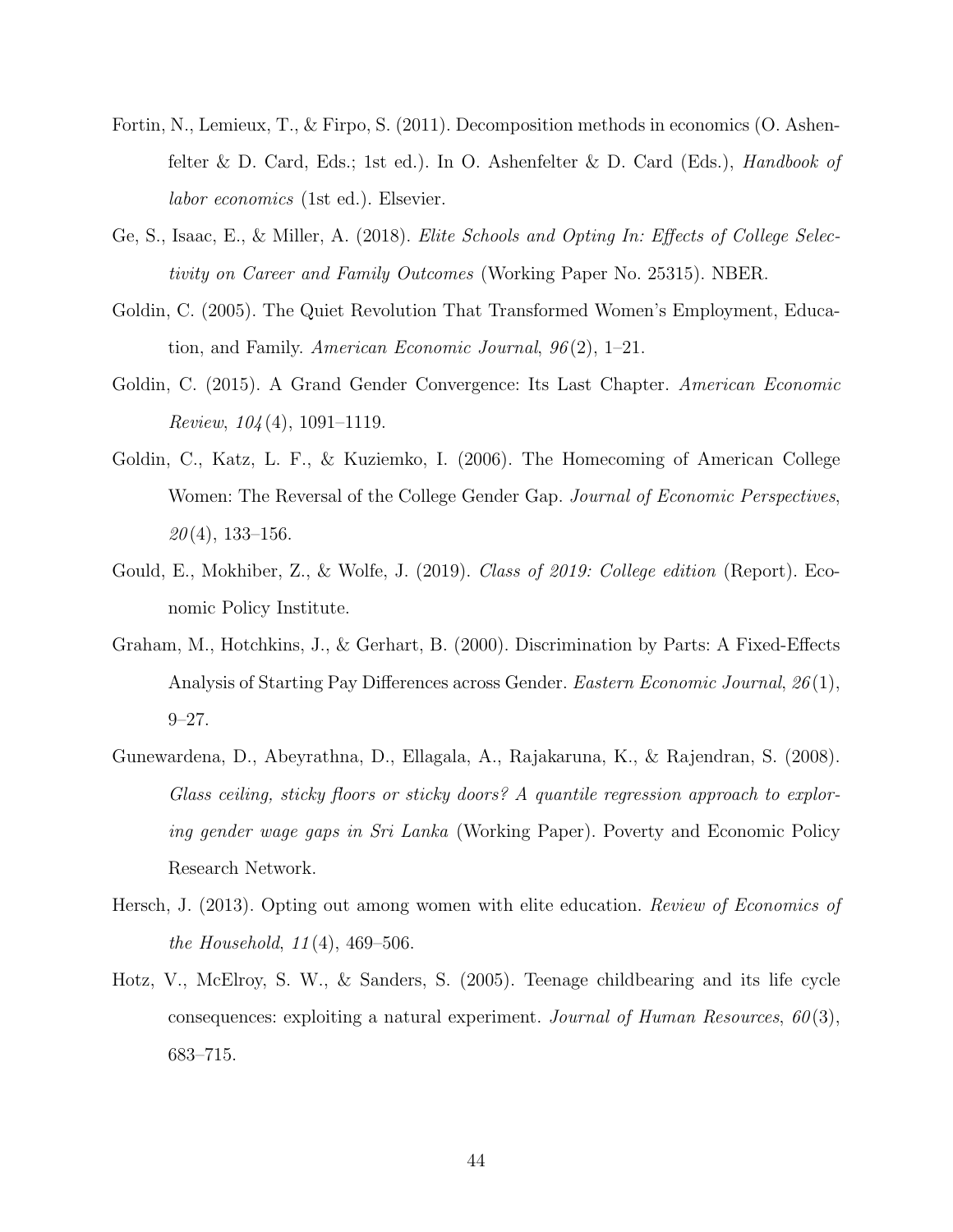Fortin, N., Lemieux, T., & Firpo, S. (2011). Decomposition methods in economics (O. Ashenfelter & D. Card, Eds.; 1st ed.). In O. Ashenfelter & D. Card (Eds.), *Handbook of labor economics* (1st ed.). Elsevier.

Ge, S., Isaac, E., & Miller, A. (2018). *Elite Schools and Opting In: Effects of College Selectivity on Career and Family Outcomes* (Working Paper No. 25315). NBER.

Goldin, C. (2005). The Quiet Revolution That Transformed Women's Employment, Education, and Family. *American Economic Journal*, *96*(2), 1–21.

Goldin, C. (2015). A Grand Gender Convergence: Its Last Chapter. *American Economic Review*, *104*(4), 1091–1119.

Goldin, C., Katz, L. F., & Kuziemko, I. (2006). The Homecoming of American College Women: The Reversal of the College Gender Gap. *Journal of Economic Perspectives*, *20*(4), 133–156.

Gould, E., Mokhiber, Z., & Wolfe, J. (2019). *Class of 2019: College edition* (Report). Economic Policy Institute.

Graham, M., Hotchkins, J., & Gerhart, B. (2000). Discrimination by Parts: A Fixed-Effects Analysis of Starting Pay Differences across Gender. *Eastern Economic Journal*, *26*(1), 9–27.

Gunewardena, D., Abeyrathna, D., Ellagala, A., Rajakaruna, K., & Rajendran, S. (2008). *Glass ceiling, sticky floors or sticky doors? A quantile regression approach to exploring gender wage gaps in Sri Lanka* (Working Paper). Poverty and Economic Policy Research Network.

Hersch, J. (2013). Opting out among women with elite education. *Review of Economics of the Household*, *11*(4), 469–506.

Hotz, V., McElroy, S. W., & Sanders, S. (2005). Teenage childbearing and its life cycle consequences: exploiting a natural experiment. *Journal of Human Resources*, *60*(3), 683–715.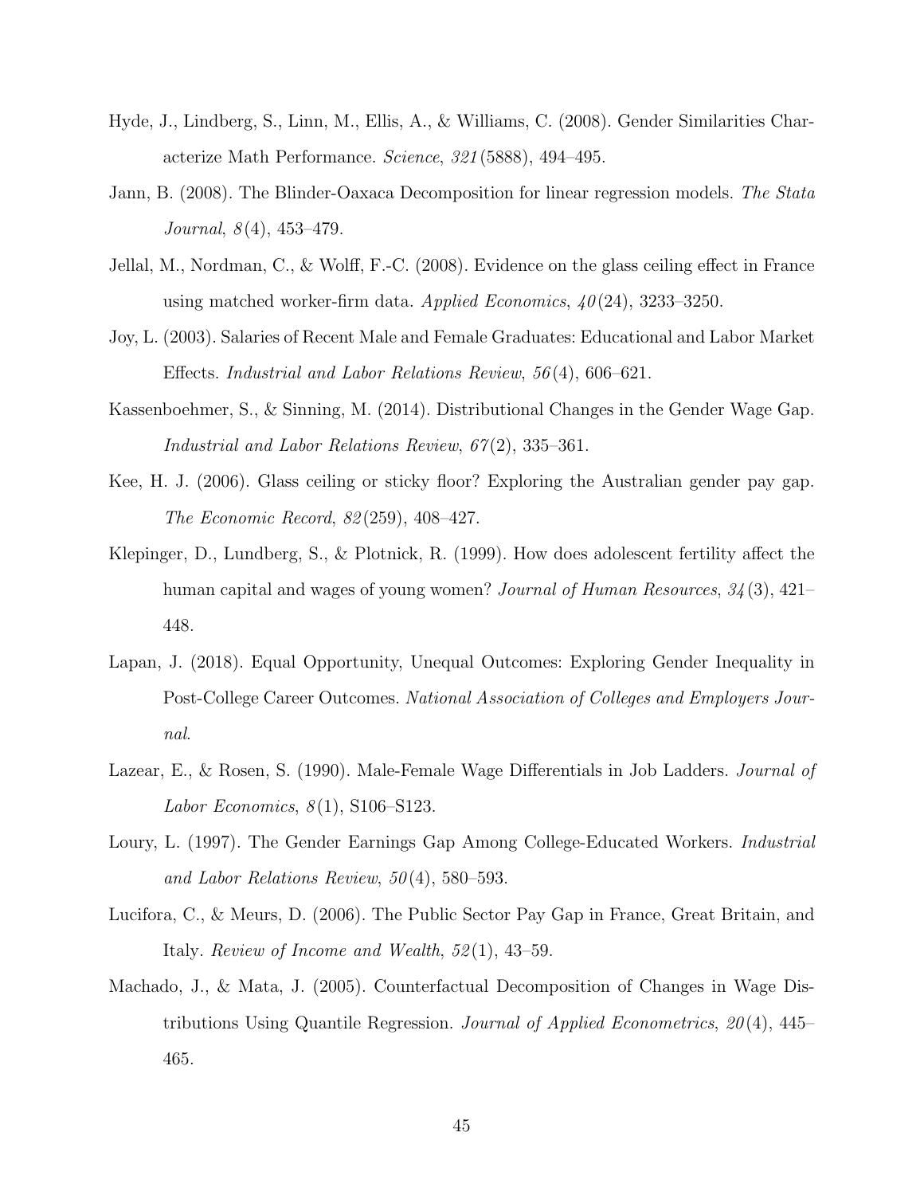Hyde, J., Lindberg, S., Linn, M., Ellis, A., & Williams, C. (2008). Gender Similarities Characterize Math Performance. *Science*, *321*(5888), 494–495.

Jann, B. (2008). The Blinder-Oaxaca Decomposition for linear regression models. *The Stata Journal*, *8*(4), 453–479.

Jellal, M., Nordman, C., & Wolff, F.-C. (2008). Evidence on the glass ceiling effect in France using matched worker-firm data. *Applied Economics*, *40*(24), 3233–3250.

Joy, L. (2003). Salaries of Recent Male and Female Graduates: Educational and Labor Market Effects. *Industrial and Labor Relations Review*, *56*(4), 606–621.

Kassenboehmer, S., & Sinning, M. (2014). Distributional Changes in the Gender Wage Gap. *Industrial and Labor Relations Review*, *67*(2), 335–361.

Kee, H. J. (2006). Glass ceiling or sticky floor? Exploring the Australian gender pay gap. *The Economic Record*, *82*(259), 408–427.

Klepinger, D., Lundberg, S., & Plotnick, R. (1999). How does adolescent fertility affect the human capital and wages of young women? *Journal of Human Resources*, *34*(3), 421–448.

Lapan, J. (2018). Equal Opportunity, Unequal Outcomes: Exploring Gender Inequality in Post-College Career Outcomes. *National Association of Colleges and Employers Journal*.

Lazear, E., & Rosen, S. (1990). Male-Female Wage Differentials in Job Ladders. *Journal of Labor Economics*, *8*(1), S106–S123.

Loury, L. (1997). The Gender Earnings Gap Among College-Educated Workers. *Industrial and Labor Relations Review*, *50*(4), 580–593.

Lucifora, C., & Meurs, D. (2006). The Public Sector Pay Gap in France, Great Britain, and Italy. *Review of Income and Wealth*, *52*(1), 43–59.

Machado, J., & Mata, J. (2005). Counterfactual Decomposition of Changes in Wage Distributions Using Quantile Regression. *Journal of Applied Econometrics*, *20*(4), 445–465.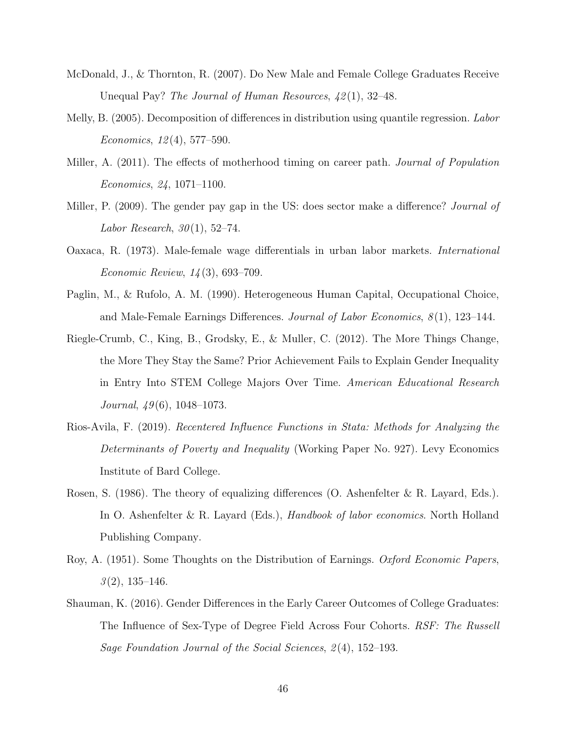McDonald, J., & Thornton, R. (2007). Do New Male and Female College Graduates Receive Unequal Pay? *The Journal of Human Resources*, *42*(1), 32–48.

Melly, B. (2005). Decomposition of differences in distribution using quantile regression. *Labor Economics*, *12*(4), 577–590.

Miller, A. (2011). The effects of motherhood timing on career path. *Journal of Population Economics*, *24*, 1071–1100.

Miller, P. (2009). The gender pay gap in the US: does sector make a difference? *Journal of Labor Research*, *30*(1), 52–74.

Oaxaca, R. (1973). Male-female wage differentials in urban labor markets. *International Economic Review*, *14*(3), 693–709.

Paglin, M., & Rufolo, A. M. (1990). Heterogeneous Human Capital, Occupational Choice, and Male-Female Earnings Differences. *Journal of Labor Economics*, *8*(1), 123–144.

Riegle-Crumb, C., King, B., Grodsky, E., & Muller, C. (2012). The More Things Change, the More They Stay the Same? Prior Achievement Fails to Explain Gender Inequality in Entry Into STEM College Majors Over Time. *American Educational Research Journal*, *49*(6), 1048–1073.

Rios-Avila, F. (2019). *Recentered Influence Functions in Stata: Methods for Analyzing the Determinants of Poverty and Inequality* (Working Paper No. 927). Levy Economics Institute of Bard College.

Rosen, S. (1986). The theory of equalizing differences (O. Ashenfelter & R. Layard, Eds.). In O. Ashenfelter & R. Layard (Eds.), *Handbook of labor economics*. North Holland Publishing Company.

Roy, A. (1951). Some Thoughts on the Distribution of Earnings. *Oxford Economic Papers*, *3*(2), 135–146.

Shauman, K. (2016). Gender Differences in the Early Career Outcomes of College Graduates: The Influence of Sex-Type of Degree Field Across Four Cohorts. *RSF: The Russell Sage Foundation Journal of the Social Sciences*, *2*(4), 152–193.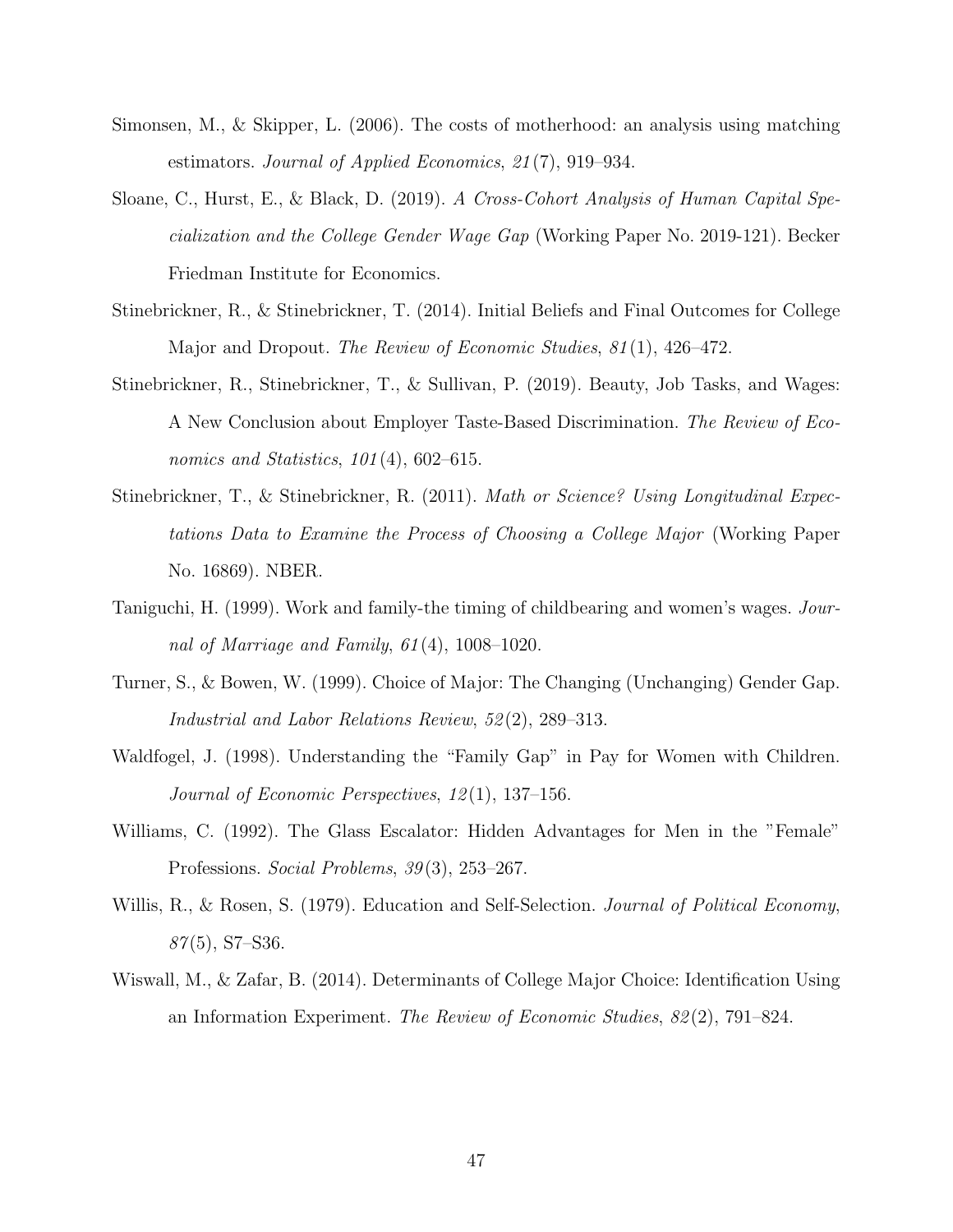Simonsen, M., & Skipper, L. (2006). The costs of motherhood: an analysis using matching estimators. *Journal of Applied Economics*, *21*(7), 919–934.

Sloane, C., Hurst, E., & Black, D. (2019). *A Cross-Cohort Analysis of Human Capital Specialization and the College Gender Wage Gap* (Working Paper No. 2019-121). Becker Friedman Institute for Economics.

Stinebrickner, R., & Stinebrickner, T. (2014). Initial Beliefs and Final Outcomes for College Major and Dropout. *The Review of Economic Studies*, *81*(1), 426–472.

Stinebrickner, R., Stinebrickner, T., & Sullivan, P. (2019). Beauty, Job Tasks, and Wages: A New Conclusion about Employer Taste-Based Discrimination. *The Review of Economics and Statistics*, *101*(4), 602–615.

Stinebrickner, T., & Stinebrickner, R. (2011). *Math or Science? Using Longitudinal Expectations Data to Examine the Process of Choosing a College Major* (Working Paper No. 16869). NBER.

Taniguchi, H. (1999). Work and family-the timing of childbearing and women's wages. *Journal of Marriage and Family*, *61*(4), 1008–1020.

Turner, S., & Bowen, W. (1999). Choice of Major: The Changing (Unchanging) Gender Gap. *Industrial and Labor Relations Review*, *52*(2), 289–313.

Waldfogel, J. (1998). Understanding the "Family Gap" in Pay for Women with Children. *Journal of Economic Perspectives*, *12*(1), 137–156.

Williams, C. (1992). The Glass Escalator: Hidden Advantages for Men in the "Female" Professions. *Social Problems*, *39*(3), 253–267.

Willis, R., & Rosen, S. (1979). Education and Self-Selection. *Journal of Political Economy*, *87*(5), S7–S36.

Wiswall, M., & Zafar, B. (2014). Determinants of College Major Choice: Identification Using an Information Experiment. *The Review of Economic Studies*, *82*(2), 791–824.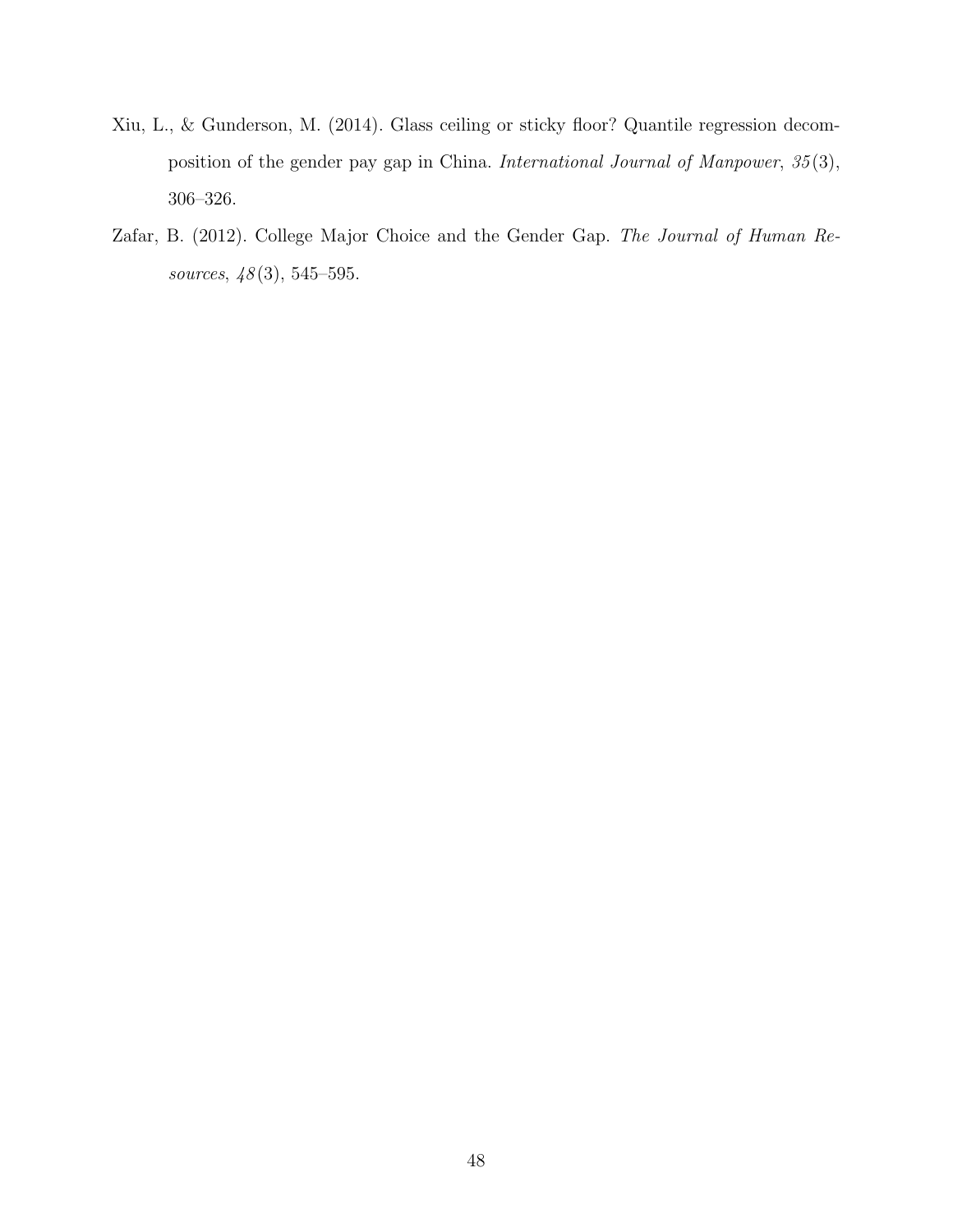Xiu, L., & Gunderson, M. (2014). Glass ceiling or sticky floor? Quantile regression decomposition of the gender pay gap in China. *International Journal of Manpower*, *35*(3), 306–326.

Zafar, B. (2012). College Major Choice and the Gender Gap. *The Journal of Human Resources*, *48*(3), 545–595.